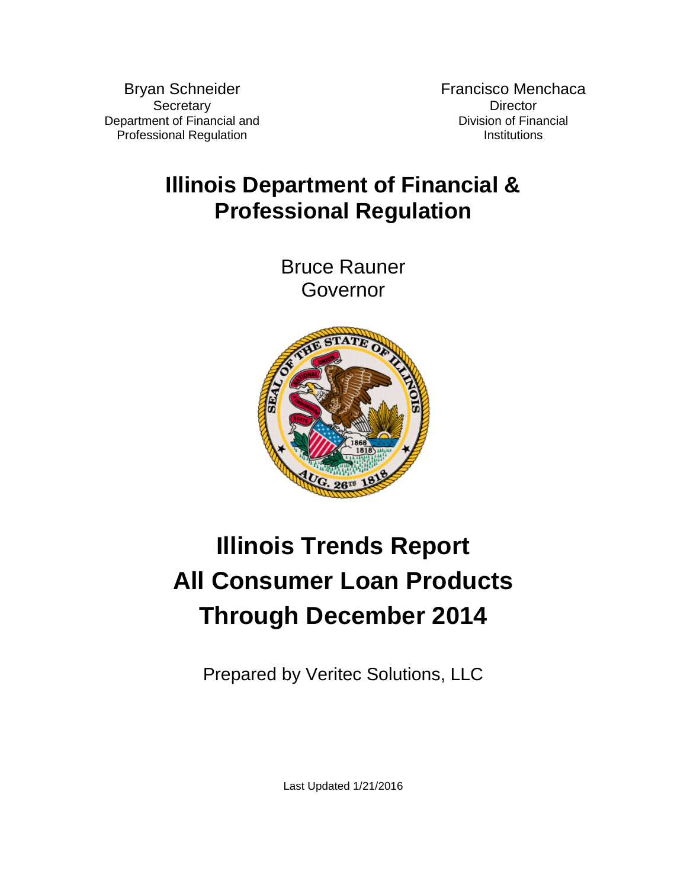Bryan Schneider
Secretary
Department of Financial and
Professional Regulation

Francisco Menchaca
Director
Division of Financial
Institutions

# Illinois Department of Financial & Professional Regulation

Bruce Rauner
Governor

# Illinois Trends Report
# All Consumer Loan Products
# Through December 2014

Prepared by Veritec Solutions, LLC

Last Updated 1/21/2016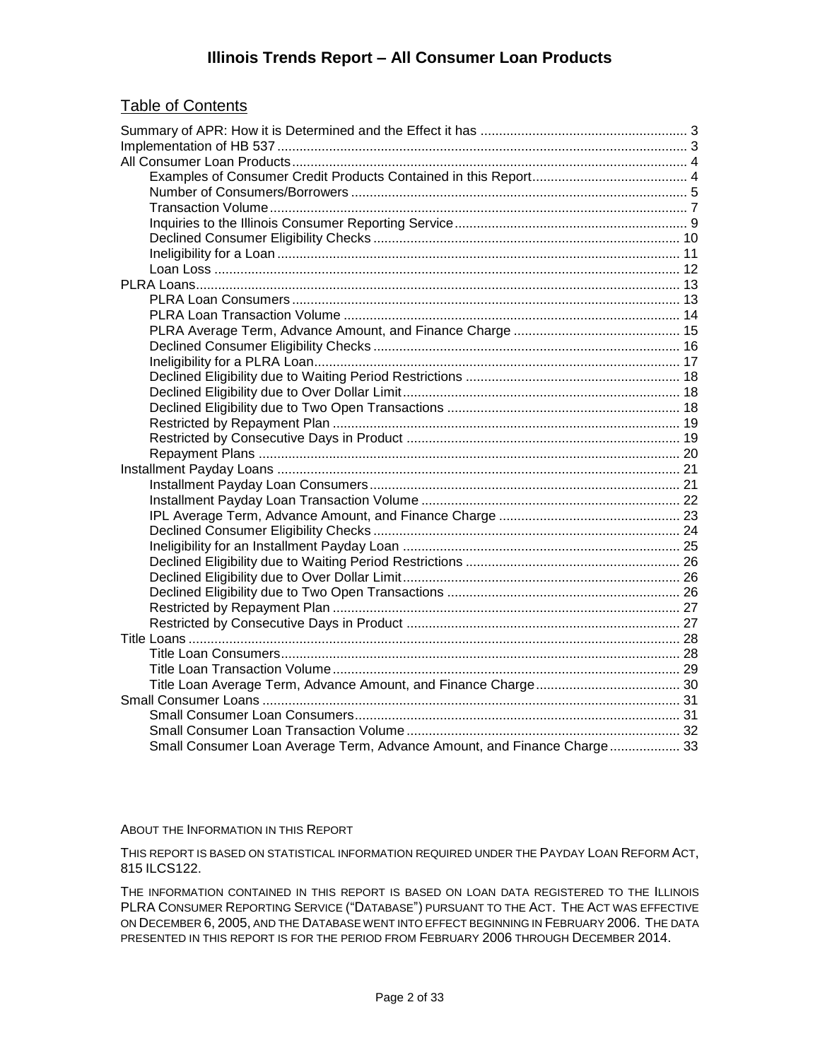# Illinois Trends Report – All Consumer Loan Products

## Table of Contents

- Summary of APR: How it is Determined and the Effect it has ........ 3
- Implementation of HB 537 ........ 3
- All Consumer Loan Products ........ 4
  - Examples of Consumer Credit Products Contained in this Report ........ 4
  - Number of Consumers/Borrowers ........ 5
  - Transaction Volume ........ 7
  - Inquiries to the Illinois Consumer Reporting Service ........ 9
  - Declined Consumer Eligibility Checks ........ 10
  - Ineligibility for a Loan ........ 11
  - Loan Loss ........ 12
- PLRA Loans ........ 13
  - PLRA Loan Consumers ........ 13
  - PLRA Loan Transaction Volume ........ 14
  - PLRA Average Term, Advance Amount, and Finance Charge ........ 15
  - Declined Consumer Eligibility Checks ........ 16
  - Ineligibility for a PLRA Loan ........ 17
  - Declined Eligibility due to Waiting Period Restrictions ........ 18
  - Declined Eligibility due to Over Dollar Limit ........ 18
  - Declined Eligibility due to Two Open Transactions ........ 18
  - Restricted by Repayment Plan ........ 19
  - Restricted by Consecutive Days in Product ........ 19
  - Repayment Plans ........ 20
- Installment Payday Loans ........ 21
  - Installment Payday Loan Consumers ........ 21
  - Installment Payday Loan Transaction Volume ........ 22
  - IPL Average Term, Advance Amount, and Finance Charge ........ 23
  - Declined Consumer Eligibility Checks ........ 24
  - Ineligibility for an Installment Payday Loan ........ 25
  - Declined Eligibility due to Waiting Period Restrictions ........ 26
  - Declined Eligibility due to Over Dollar Limit ........ 26
  - Declined Eligibility due to Two Open Transactions ........ 26
  - Restricted by Repayment Plan ........ 27
  - Restricted by Consecutive Days in Product ........ 27
- Title Loans ........ 28
  - Title Loan Consumers ........ 28
  - Title Loan Transaction Volume ........ 29
  - Title Loan Average Term, Advance Amount, and Finance Charge ........ 30
- Small Consumer Loans ........ 31
  - Small Consumer Loan Consumers ........ 31
  - Small Consumer Loan Transaction Volume ........ 32
  - Small Consumer Loan Average Term, Advance Amount, and Finance Charge ........ 33

ABOUT THE INFORMATION IN THIS REPORT

THIS REPORT IS BASED ON STATISTICAL INFORMATION REQUIRED UNDER THE PAYDAY LOAN REFORM ACT, 815 ILCS122.

THE INFORMATION CONTAINED IN THIS REPORT IS BASED ON LOAN DATA REGISTERED TO THE ILLINOIS PLRA CONSUMER REPORTING SERVICE ("DATABASE") PURSUANT TO THE ACT. THE ACT WAS EFFECTIVE ON DECEMBER 6, 2005, AND THE DATABASE WENT INTO EFFECT BEGINNING IN FEBRUARY 2006. THE DATA PRESENTED IN THIS REPORT IS FOR THE PERIOD FROM FEBRUARY 2006 THROUGH DECEMBER 2014.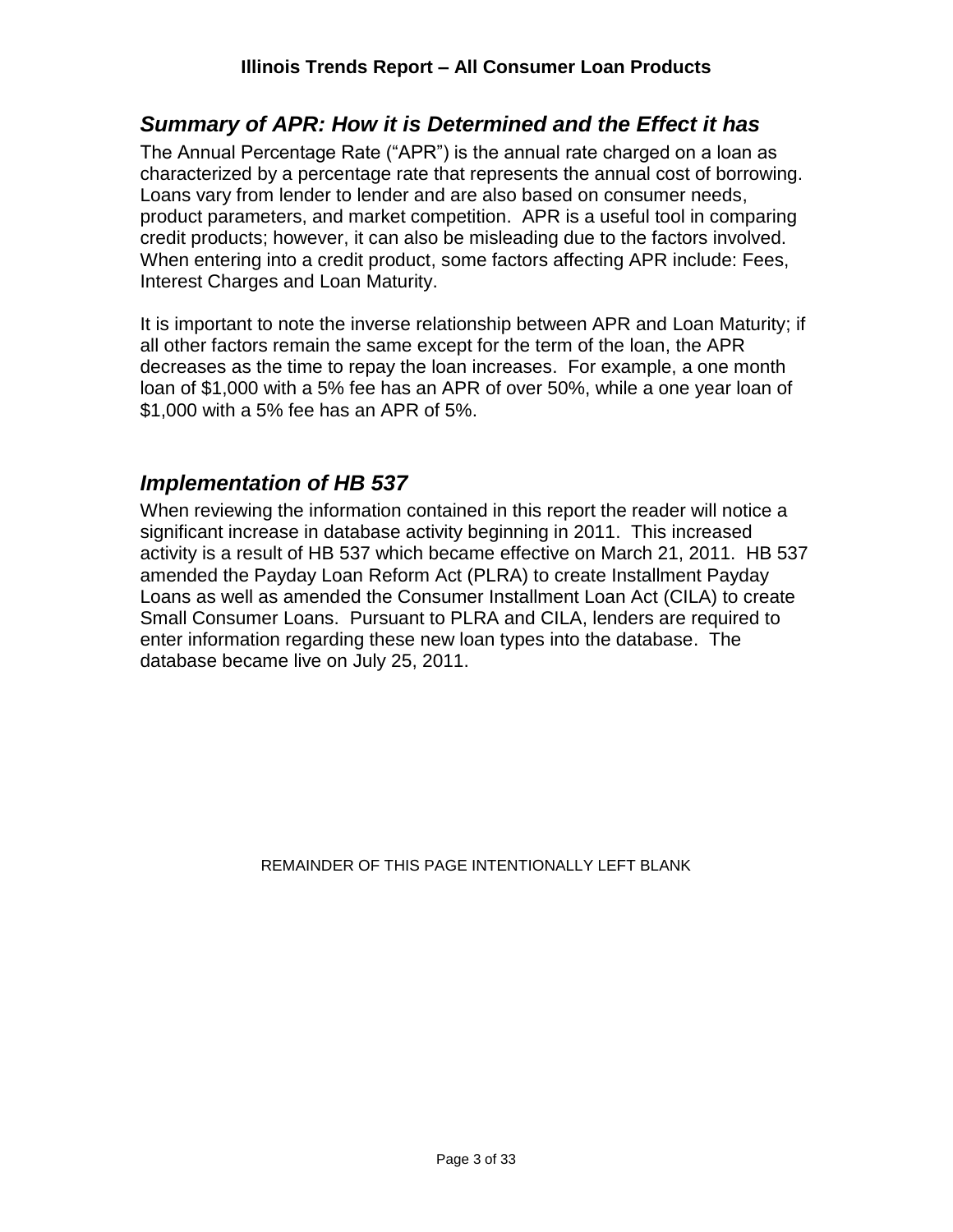## *Summary of APR: How it is Determined and the Effect it has*

The Annual Percentage Rate ("APR") is the annual rate charged on a loan as characterized by a percentage rate that represents the annual cost of borrowing. Loans vary from lender to lender and are also based on consumer needs, product parameters, and market competition. APR is a useful tool in comparing credit products; however, it can also be misleading due to the factors involved. When entering into a credit product, some factors affecting APR include: Fees, Interest Charges and Loan Maturity.

It is important to note the inverse relationship between APR and Loan Maturity; if all other factors remain the same except for the term of the loan, the APR decreases as the time to repay the loan increases. For example, a one month loan of $1,000 with a 5% fee has an APR of over 50%, while a one year loan of $1,000 with a 5% fee has an APR of 5%.

## *Implementation of HB 537*

When reviewing the information contained in this report the reader will notice a significant increase in database activity beginning in 2011. This increased activity is a result of HB 537 which became effective on March 21, 2011. HB 537 amended the Payday Loan Reform Act (PLRA) to create Installment Payday Loans as well as amended the Consumer Installment Loan Act (CILA) to create Small Consumer Loans. Pursuant to PLRA and CILA, lenders are required to enter information regarding these new loan types into the database. The database became live on July 25, 2011.

REMAINDER OF THIS PAGE INTENTIONALLY LEFT BLANK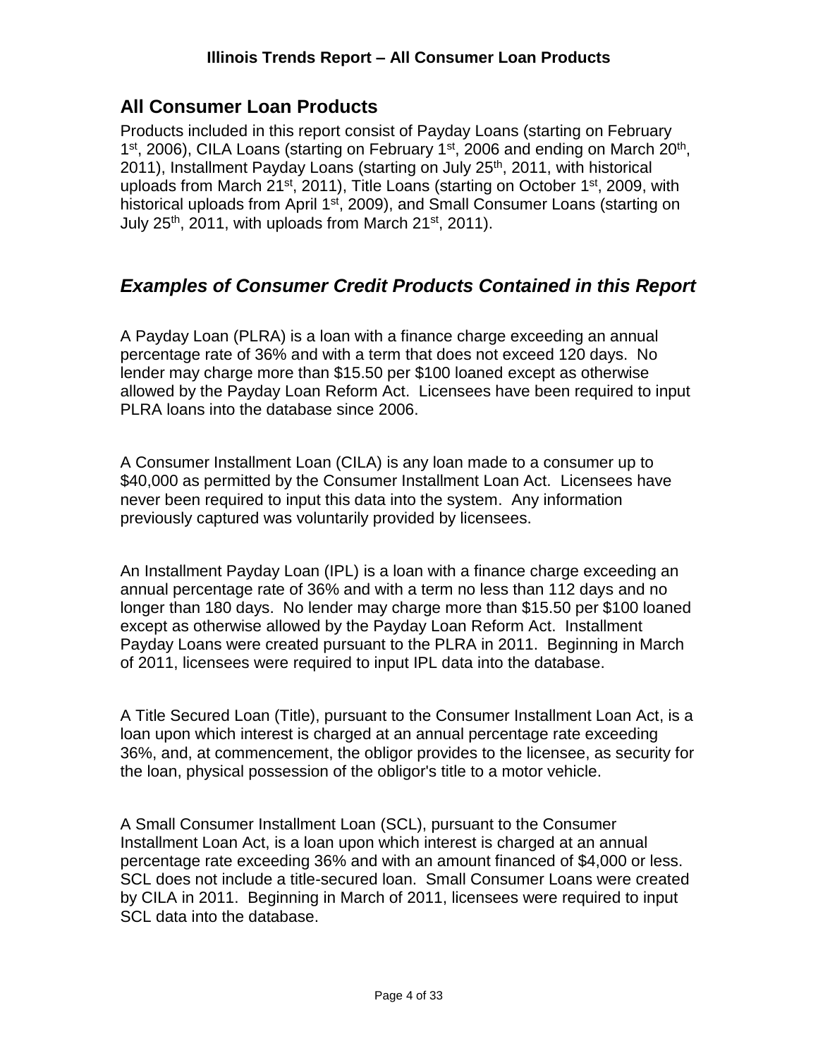## All Consumer Loan Products

Products included in this report consist of Payday Loans (starting on February 1st, 2006), CILA Loans (starting on February 1st, 2006 and ending on March 20th, 2011), Installment Payday Loans (starting on July 25th, 2011, with historical uploads from March 21st, 2011), Title Loans (starting on October 1st, 2009, with historical uploads from April 1st, 2009), and Small Consumer Loans (starting on July 25th, 2011, with uploads from March 21st, 2011).

## *Examples of Consumer Credit Products Contained in this Report*

A Payday Loan (PLRA) is a loan with a finance charge exceeding an annual percentage rate of 36% and with a term that does not exceed 120 days. No lender may charge more than $15.50 per $100 loaned except as otherwise allowed by the Payday Loan Reform Act. Licensees have been required to input PLRA loans into the database since 2006.

A Consumer Installment Loan (CILA) is any loan made to a consumer up to $40,000 as permitted by the Consumer Installment Loan Act. Licensees have never been required to input this data into the system. Any information previously captured was voluntarily provided by licensees.

An Installment Payday Loan (IPL) is a loan with a finance charge exceeding an annual percentage rate of 36% and with a term no less than 112 days and no longer than 180 days. No lender may charge more than $15.50 per $100 loaned except as otherwise allowed by the Payday Loan Reform Act. Installment Payday Loans were created pursuant to the PLRA in 2011. Beginning in March of 2011, licensees were required to input IPL data into the database.

A Title Secured Loan (Title), pursuant to the Consumer Installment Loan Act, is a loan upon which interest is charged at an annual percentage rate exceeding 36%, and, at commencement, the obligor provides to the licensee, as security for the loan, physical possession of the obligor's title to a motor vehicle.

A Small Consumer Installment Loan (SCL), pursuant to the Consumer Installment Loan Act, is a loan upon which interest is charged at an annual percentage rate exceeding 36% and with an amount financed of $4,000 or less. SCL does not include a title-secured loan. Small Consumer Loans were created by CILA in 2011. Beginning in March of 2011, licensees were required to input SCL data into the database.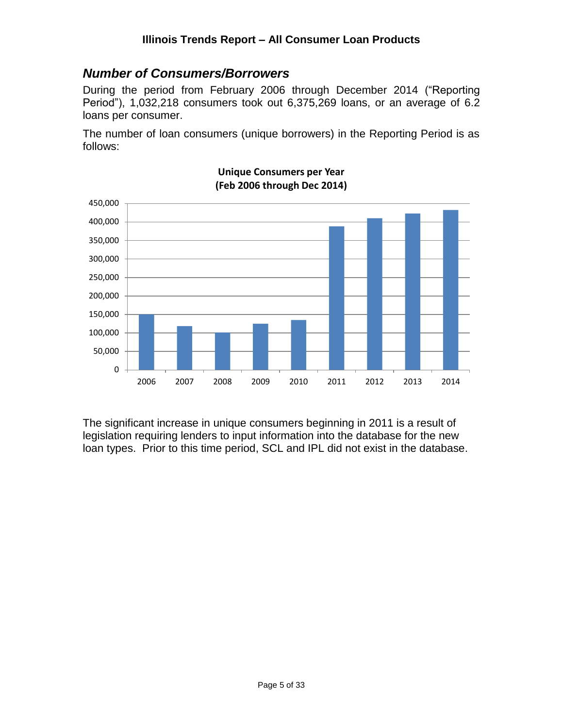## *Number of Consumers/Borrowers*

During the period from February 2006 through December 2014 ("Reporting Period"), 1,032,218 consumers took out 6,375,269 loans, or an average of 6.2 loans per consumer.

The number of loan consumers (unique borrowers) in the Reporting Period is as follows:

**Unique Consumers per Year**
**(Feb 2006 through Dec 2014)**

The significant increase in unique consumers beginning in 2011 is a result of legislation requiring lenders to input information into the database for the new loan types. Prior to this time period, SCL and IPL did not exist in the database.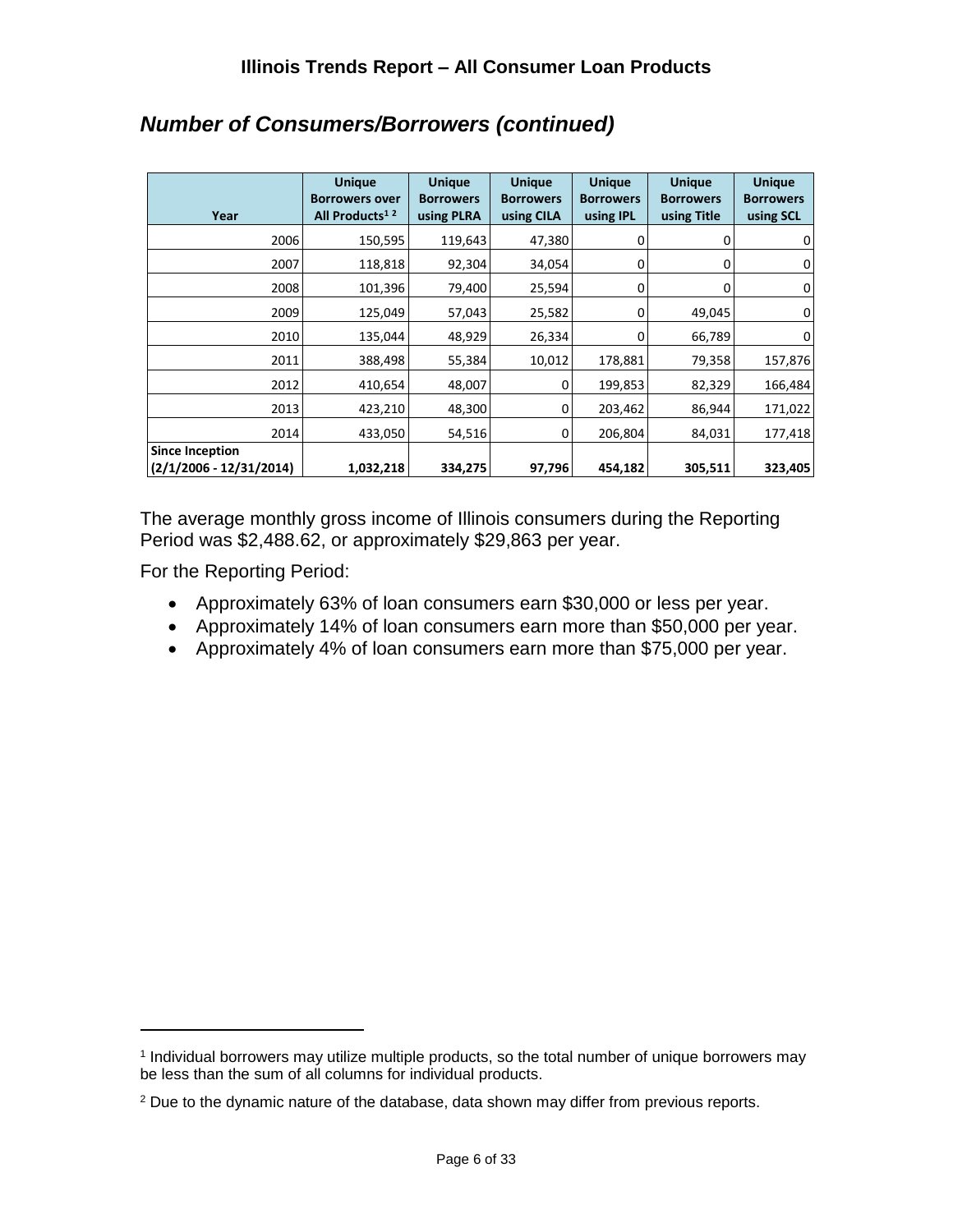## Number of Consumers/Borrowers (continued)

| Year | Unique Borrowers over All Products[1 2] | Unique Borrowers using PLRA | Unique Borrowers using CILA | Unique Borrowers using IPL | Unique Borrowers using Title | Unique Borrowers using SCL |
|---|---|---|---|---|---|---|
| 2006 | 150,595 | 119,643 | 47,380 | 0 | 0 | 0 |
| 2007 | 118,818 | 92,304 | 34,054 | 0 | 0 | 0 |
| 2008 | 101,396 | 79,400 | 25,594 | 0 | 0 | 0 |
| 2009 | 125,049 | 57,043 | 25,582 | 0 | 49,045 | 0 |
| 2010 | 135,044 | 48,929 | 26,334 | 0 | 66,789 | 0 |
| 2011 | 388,498 | 55,384 | 10,012 | 178,881 | 79,358 | 157,876 |
| 2012 | 410,654 | 48,007 | 0 | 199,853 | 82,329 | 166,484 |
| 2013 | 423,210 | 48,300 | 0 | 203,462 | 86,944 | 171,022 |
| 2014 | 433,050 | 54,516 | 0 | 206,804 | 84,031 | 177,418 |
| **Since Inception (2/1/2006 - 12/31/2014)** | **1,032,218** | **334,275** | **97,796** | **454,182** | **305,511** | **323,405** |

The average monthly gross income of Illinois consumers during the Reporting Period was $2,488.62, or approximately $29,863 per year.

For the Reporting Period:

- Approximately 63% of loan consumers earn $30,000 or less per year.
- Approximately 14% of loan consumers earn more than $50,000 per year.
- Approximately 4% of loan consumers earn more than $75,000 per year.

---

[1] Individual borrowers may utilize multiple products, so the total number of unique borrowers may be less than the sum of all columns for individual products.

[2] Due to the dynamic nature of the database, data shown may differ from previous reports.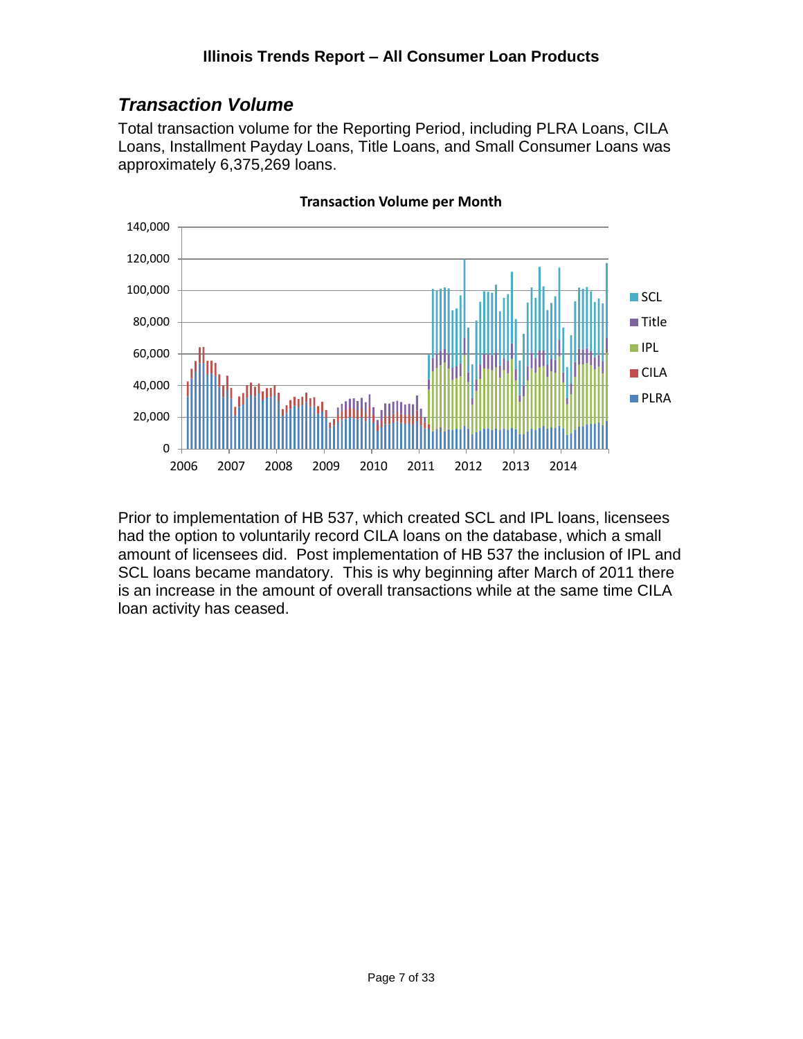## *Transaction Volume*

Total transaction volume for the Reporting Period, including PLRA Loans, CILA Loans, Installment Payday Loans, Title Loans, and Small Consumer Loans was approximately 6,375,269 loans.

**Transaction Volume per Month**

Prior to implementation of HB 537, which created SCL and IPL loans, licensees had the option to voluntarily record CILA loans on the database, which a small amount of licensees did. Post implementation of HB 537 the inclusion of IPL and SCL loans became mandatory. This is why beginning after March of 2011 there is an increase in the amount of overall transactions while at the same time CILA loan activity has ceased.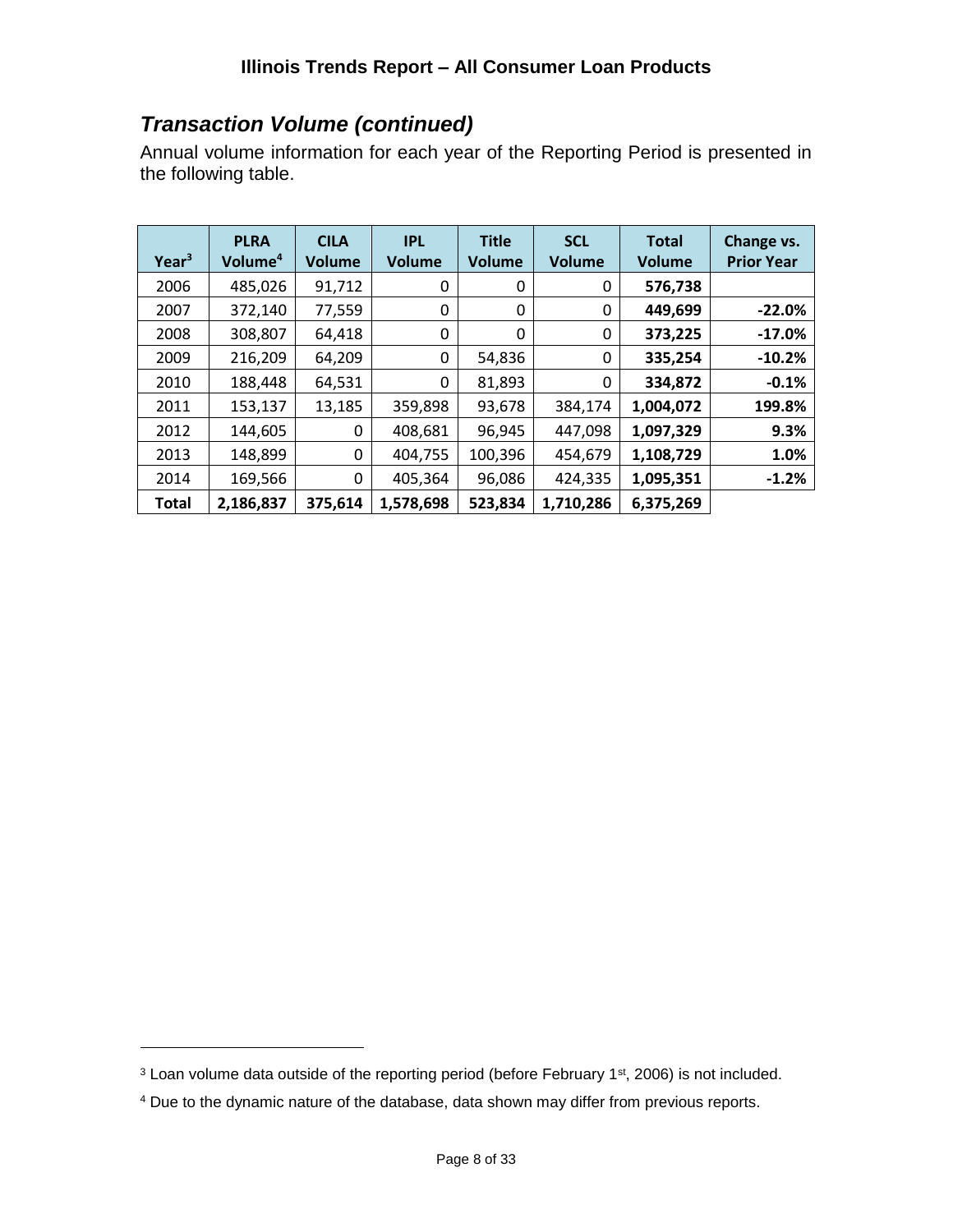## *Transaction Volume (continued)*

Annual volume information for each year of the Reporting Period is presented in the following table.

| Year[3] | PLRA Volume[4] | CILA Volume | IPL Volume | Title Volume | SCL Volume | Total Volume | Change vs. Prior Year |
|---|---|---|---|---|---|---|---|
| 2006 | 485,026 | 91,712 | 0 | 0 | 0 | **576,738** | |
| 2007 | 372,140 | 77,559 | 0 | 0 | 0 | **449,699** | **-22.0%** |
| 2008 | 308,807 | 64,418 | 0 | 0 | 0 | **373,225** | **-17.0%** |
| 2009 | 216,209 | 64,209 | 0 | 54,836 | 0 | **335,254** | **-10.2%** |
| 2010 | 188,448 | 64,531 | 0 | 81,893 | 0 | **334,872** | **-0.1%** |
| 2011 | 153,137 | 13,185 | 359,898 | 93,678 | 384,174 | **1,004,072** | **199.8%** |
| 2012 | 144,605 | 0 | 408,681 | 96,945 | 447,098 | **1,097,329** | **9.3%** |
| 2013 | 148,899 | 0 | 404,755 | 100,396 | 454,679 | **1,108,729** | **1.0%** |
| 2014 | 169,566 | 0 | 405,364 | 96,086 | 424,335 | **1,095,351** | **-1.2%** |
| **Total** | **2,186,837** | **375,614** | **1,578,698** | **523,834** | **1,710,286** | **6,375,269** | |

[3] Loan volume data outside of the reporting period (before February 1st, 2006) is not included.

[4] Due to the dynamic nature of the database, data shown may differ from previous reports.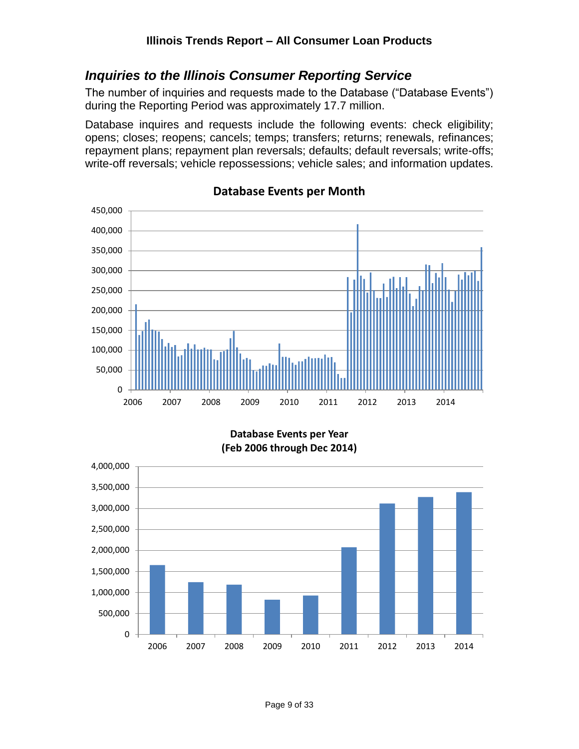## Inquiries to the Illinois Consumer Reporting Service

The number of inquiries and requests made to the Database ("Database Events") during the Reporting Period was approximately 17.7 million.

Database inquires and requests include the following events: check eligibility; opens; closes; reopens; cancels; temps; transfers; returns; renewals, refinances; repayment plans; repayment plan reversals; defaults; default reversals; write-offs; write-off reversals; vehicle repossessions; vehicle sales; and information updates.

**Database Events per Month**

**Database Events per Year (Feb 2006 through Dec 2014)**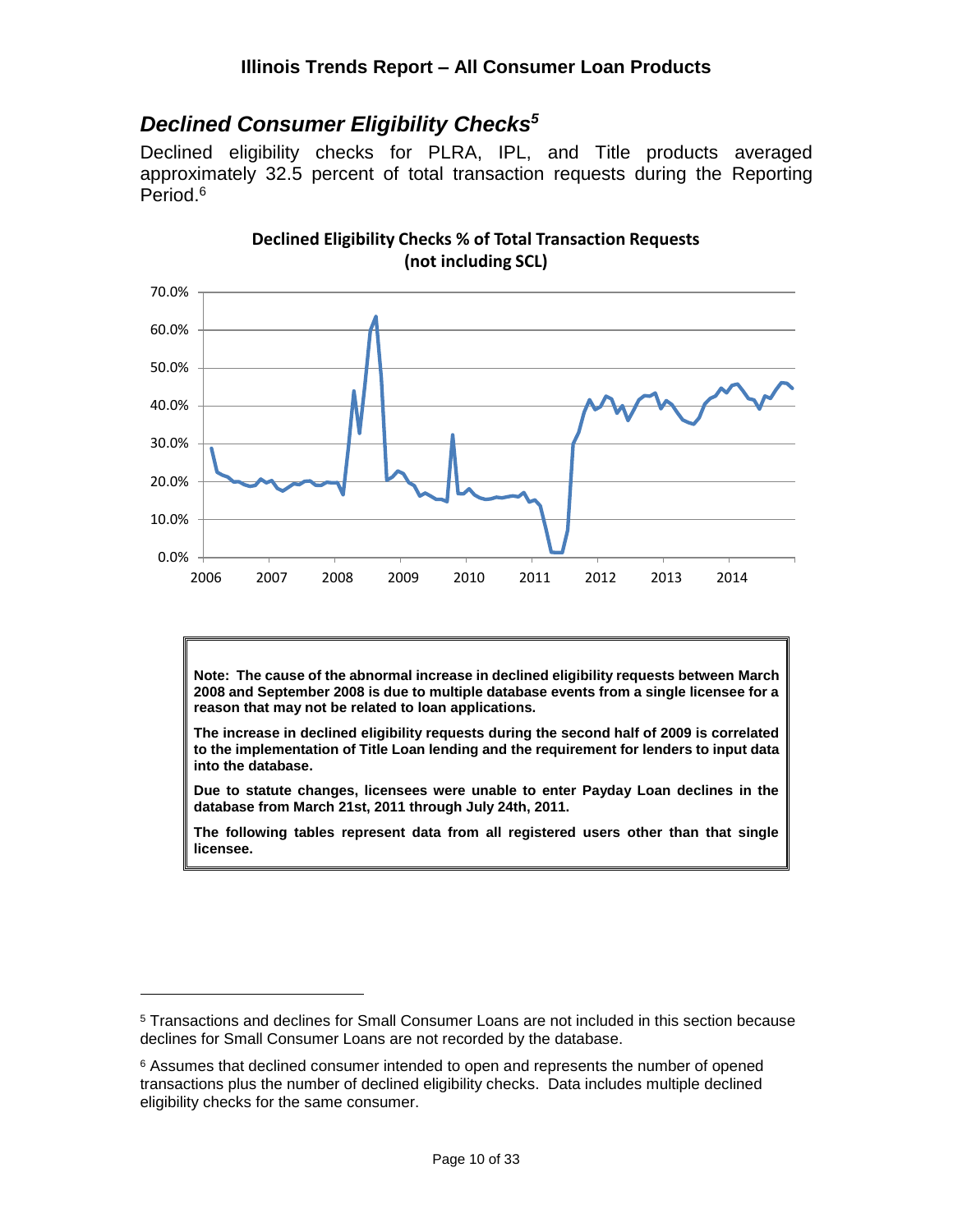## *Declined Consumer Eligibility Checks*[5]

Declined eligibility checks for PLRA, IPL, and Title products averaged approximately 32.5 percent of total transaction requests during the Reporting Period.[6]

**Declined Eligibility Checks % of Total Transaction Requests (not including SCL)**

> **Note: The cause of the abnormal increase in declined eligibility requests between March 2008 and September 2008 is due to multiple database events from a single licensee for a reason that may not be related to loan applications.**
>
> **The increase in declined eligibility requests during the second half of 2009 is correlated to the implementation of Title Loan lending and the requirement for lenders to input data into the database.**
>
> **Due to statute changes, licensees were unable to enter Payday Loan declines in the database from March 21st, 2011 through July 24th, 2011.**
>
> **The following tables represent data from all registered users other than that single licensee.**

---

[5] Transactions and declines for Small Consumer Loans are not included in this section because declines for Small Consumer Loans are not recorded by the database.

[6] Assumes that declined consumer intended to open and represents the number of opened transactions plus the number of declined eligibility checks. Data includes multiple declined eligibility checks for the same consumer.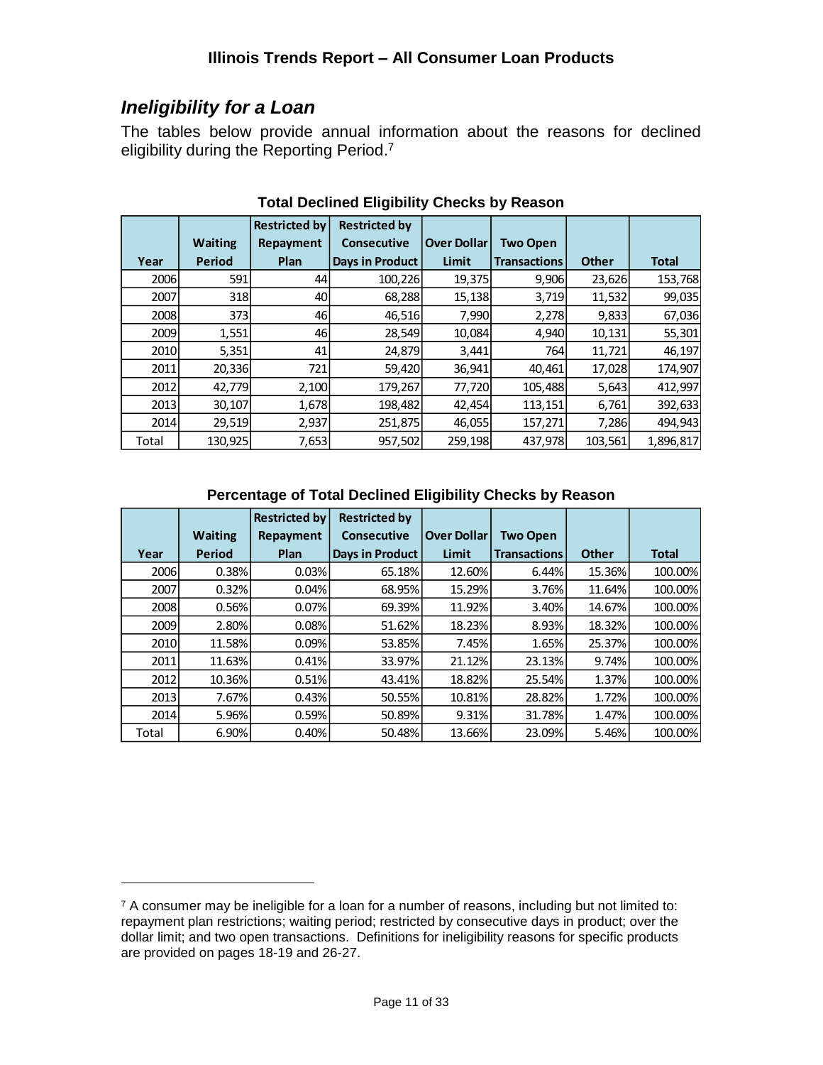## *Ineligibility for a Loan*

The tables below provide annual information about the reasons for declined eligibility during the Reporting Period.[7]

**Total Declined Eligibility Checks by Reason**

| Year | Waiting Period | Restricted by Repayment Plan | Restricted by Consecutive Days in Product | Over Dollar Limit | Two Open Transactions | Other | Total |
|---|---|---|---|---|---|---|---|
| 2006 | 591 | 44 | 100,226 | 19,375 | 9,906 | 23,626 | 153,768 |
| 2007 | 318 | 40 | 68,288 | 15,138 | 3,719 | 11,532 | 99,035 |
| 2008 | 373 | 46 | 46,516 | 7,990 | 2,278 | 9,833 | 67,036 |
| 2009 | 1,551 | 46 | 28,549 | 10,084 | 4,940 | 10,131 | 55,301 |
| 2010 | 5,351 | 41 | 24,879 | 3,441 | 764 | 11,721 | 46,197 |
| 2011 | 20,336 | 721 | 59,420 | 36,941 | 40,461 | 17,028 | 174,907 |
| 2012 | 42,779 | 2,100 | 179,267 | 77,720 | 105,488 | 5,643 | 412,997 |
| 2013 | 30,107 | 1,678 | 198,482 | 42,454 | 113,151 | 6,761 | 392,633 |
| 2014 | 29,519 | 2,937 | 251,875 | 46,055 | 157,271 | 7,286 | 494,943 |
| Total | 130,925 | 7,653 | 957,502 | 259,198 | 437,978 | 103,561 | 1,896,817 |

**Percentage of Total Declined Eligibility Checks by Reason**

| Year | Waiting Period | Restricted by Repayment Plan | Restricted by Consecutive Days in Product | Over Dollar Limit | Two Open Transactions | Other | Total |
|---|---|---|---|---|---|---|---|
| 2006 | 0.38% | 0.03% | 65.18% | 12.60% | 6.44% | 15.36% | 100.00% |
| 2007 | 0.32% | 0.04% | 68.95% | 15.29% | 3.76% | 11.64% | 100.00% |
| 2008 | 0.56% | 0.07% | 69.39% | 11.92% | 3.40% | 14.67% | 100.00% |
| 2009 | 2.80% | 0.08% | 51.62% | 18.23% | 8.93% | 18.32% | 100.00% |
| 2010 | 11.58% | 0.09% | 53.85% | 7.45% | 1.65% | 25.37% | 100.00% |
| 2011 | 11.63% | 0.41% | 33.97% | 21.12% | 23.13% | 9.74% | 100.00% |
| 2012 | 10.36% | 0.51% | 43.41% | 18.82% | 25.54% | 1.37% | 100.00% |
| 2013 | 7.67% | 0.43% | 50.55% | 10.81% | 28.82% | 1.72% | 100.00% |
| 2014 | 5.96% | 0.59% | 50.89% | 9.31% | 31.78% | 1.47% | 100.00% |
| Total | 6.90% | 0.40% | 50.48% | 13.66% | 23.09% | 5.46% | 100.00% |

[7] A consumer may be ineligible for a loan for a number of reasons, including but not limited to: repayment plan restrictions; waiting period; restricted by consecutive days in product; over the dollar limit; and two open transactions. Definitions for ineligibility reasons for specific products are provided on pages 18-19 and 26-27.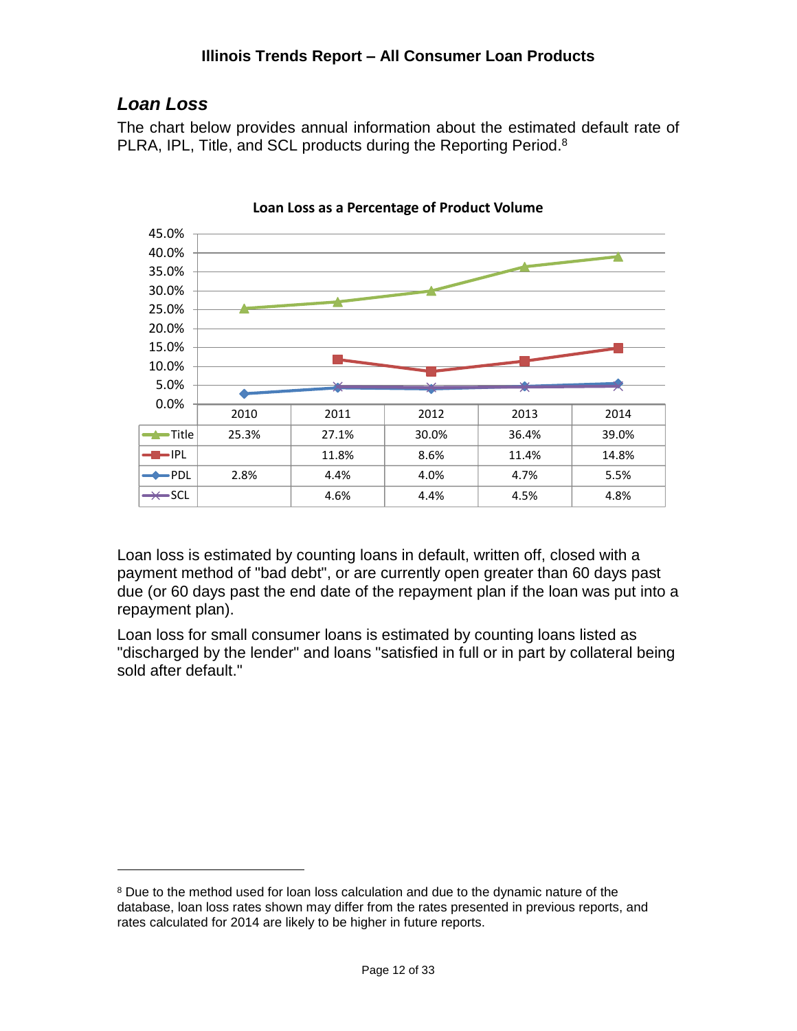## *Loan Loss*

The chart below provides annual information about the estimated default rate of PLRA, IPL, Title, and SCL products during the Reporting Period.[8]

**Loan Loss as a Percentage of Product Volume**

| | 2010 | 2011 | 2012 | 2013 | 2014 |
|---|---|---|---|---|---|
| Title | 25.3% | 27.1% | 30.0% | 36.4% | 39.0% |
| IPL | | 11.8% | 8.6% | 11.4% | 14.8% |
| PDL | 2.8% | 4.4% | 4.0% | 4.7% | 5.5% |
| SCL | | 4.6% | 4.4% | 4.5% | 4.8% |

Loan loss is estimated by counting loans in default, written off, closed with a payment method of "bad debt", or are currently open greater than 60 days past due (or 60 days past the end date of the repayment plan if the loan was put into a repayment plan).

Loan loss for small consumer loans is estimated by counting loans listed as "discharged by the lender" and loans "satisfied in full or in part by collateral being sold after default."

---

[8] Due to the method used for loan loss calculation and due to the dynamic nature of the database, loan loss rates shown may differ from the rates presented in previous reports, and rates calculated for 2014 are likely to be higher in future reports.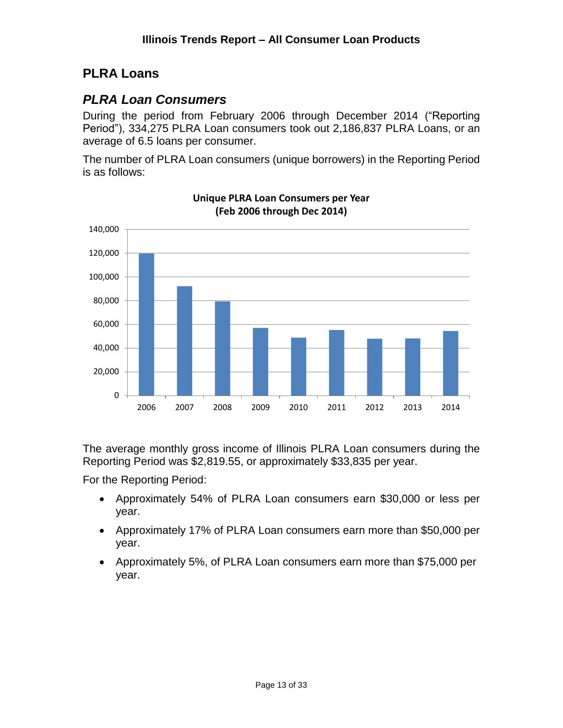## PLRA Loans

### *PLRA Loan Consumers*

During the period from February 2006 through December 2014 ("Reporting Period"), 334,275 PLRA Loan consumers took out 2,186,837 PLRA Loans, or an average of 6.5 loans per consumer.

The number of PLRA Loan consumers (unique borrowers) in the Reporting Period is as follows:

**Unique PLRA Loan Consumers per Year (Feb 2006 through Dec 2014)**

The average monthly gross income of Illinois PLRA Loan consumers during the Reporting Period was $2,819.55, or approximately $33,835 per year.

For the Reporting Period:

- Approximately 54% of PLRA Loan consumers earn $30,000 or less per year.
- Approximately 17% of PLRA Loan consumers earn more than $50,000 per year.
- Approximately 5%, of PLRA Loan consumers earn more than $75,000 per year.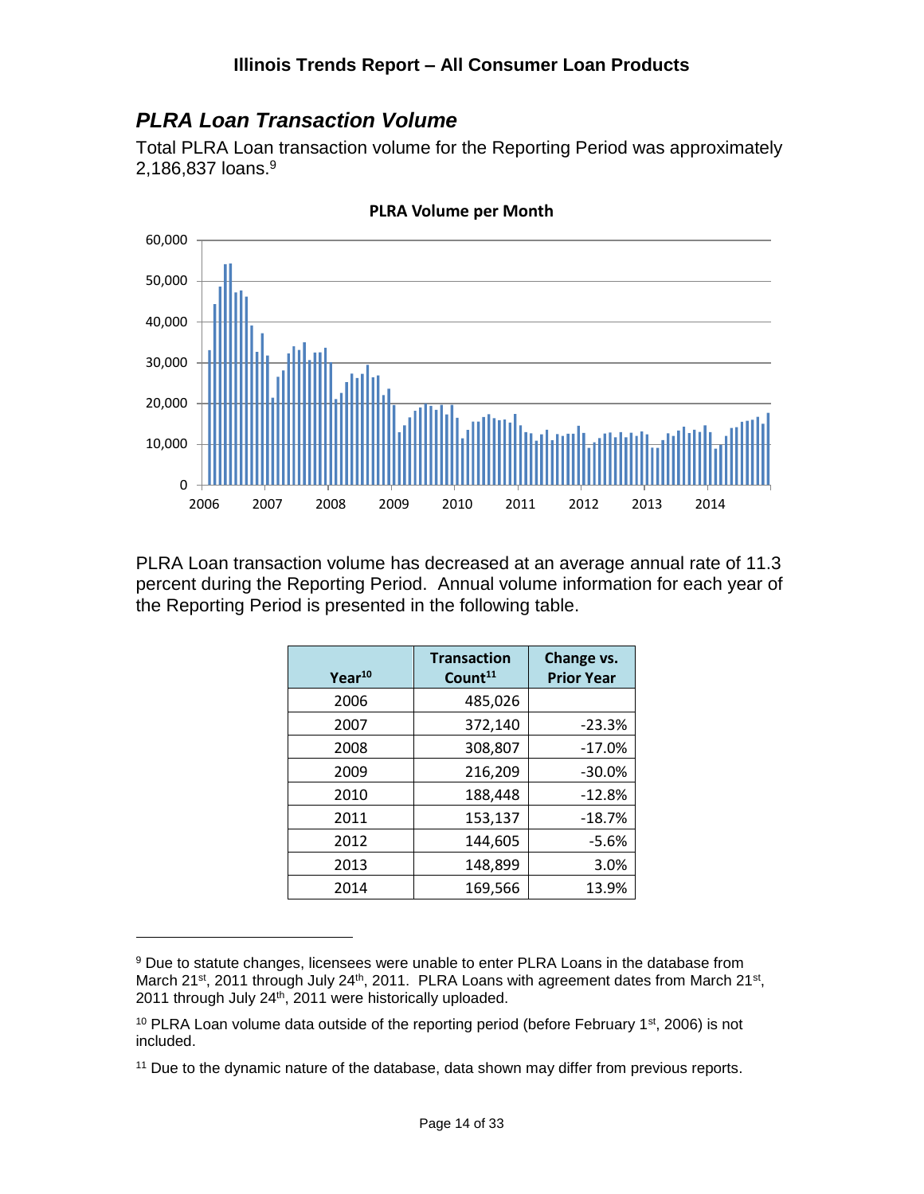## *PLRA Loan Transaction Volume*

Total PLRA Loan transaction volume for the Reporting Period was approximately 2,186,837 loans.[9]

**PLRA Volume per Month**

PLRA Loan transaction volume has decreased at an average annual rate of 11.3 percent during the Reporting Period. Annual volume information for each year of the Reporting Period is presented in the following table.

| Year[10] | Transaction Count[11] | Change vs. Prior Year |
|---|---|---|
| 2006 | 485,026 | |
| 2007 | 372,140 | -23.3% |
| 2008 | 308,807 | -17.0% |
| 2009 | 216,209 | -30.0% |
| 2010 | 188,448 | -12.8% |
| 2011 | 153,137 | -18.7% |
| 2012 | 144,605 | -5.6% |
| 2013 | 148,899 | 3.0% |
| 2014 | 169,566 | 13.9% |

[9] Due to statute changes, licensees were unable to enter PLRA Loans in the database from March 21st, 2011 through July 24th, 2011. PLRA Loans with agreement dates from March 21st, 2011 through July 24th, 2011 were historically uploaded.

[10] PLRA Loan volume data outside of the reporting period (before February 1st, 2006) is not included.

[11] Due to the dynamic nature of the database, data shown may differ from previous reports.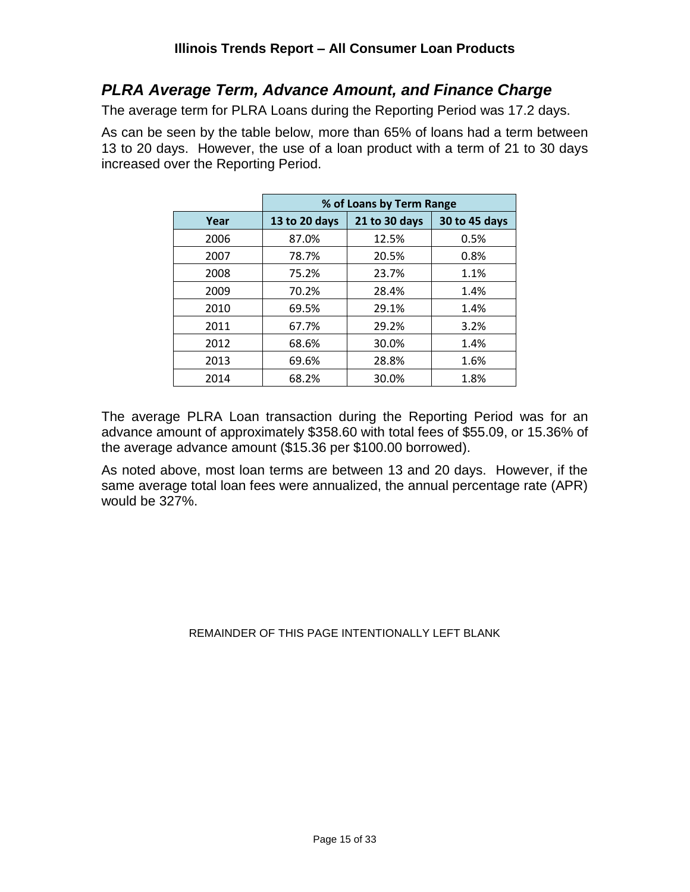## *PLRA Average Term, Advance Amount, and Finance Charge*

The average term for PLRA Loans during the Reporting Period was 17.2 days.

As can be seen by the table below, more than 65% of loans had a term between 13 to 20 days. However, the use of a loan product with a term of 21 to 30 days increased over the Reporting Period.

| | % of Loans by Term Range | | |
|---|---|---|---|
| Year | 13 to 20 days | 21 to 30 days | 30 to 45 days |
| 2006 | 87.0% | 12.5% | 0.5% |
| 2007 | 78.7% | 20.5% | 0.8% |
| 2008 | 75.2% | 23.7% | 1.1% |
| 2009 | 70.2% | 28.4% | 1.4% |
| 2010 | 69.5% | 29.1% | 1.4% |
| 2011 | 67.7% | 29.2% | 3.2% |
| 2012 | 68.6% | 30.0% | 1.4% |
| 2013 | 69.6% | 28.8% | 1.6% |
| 2014 | 68.2% | 30.0% | 1.8% |

The average PLRA Loan transaction during the Reporting Period was for an advance amount of approximately $358.60 with total fees of $55.09, or 15.36% of the average advance amount ($15.36 per $100.00 borrowed).

As noted above, most loan terms are between 13 and 20 days. However, if the same average total loan fees were annualized, the annual percentage rate (APR) would be 327%.

REMAINDER OF THIS PAGE INTENTIONALLY LEFT BLANK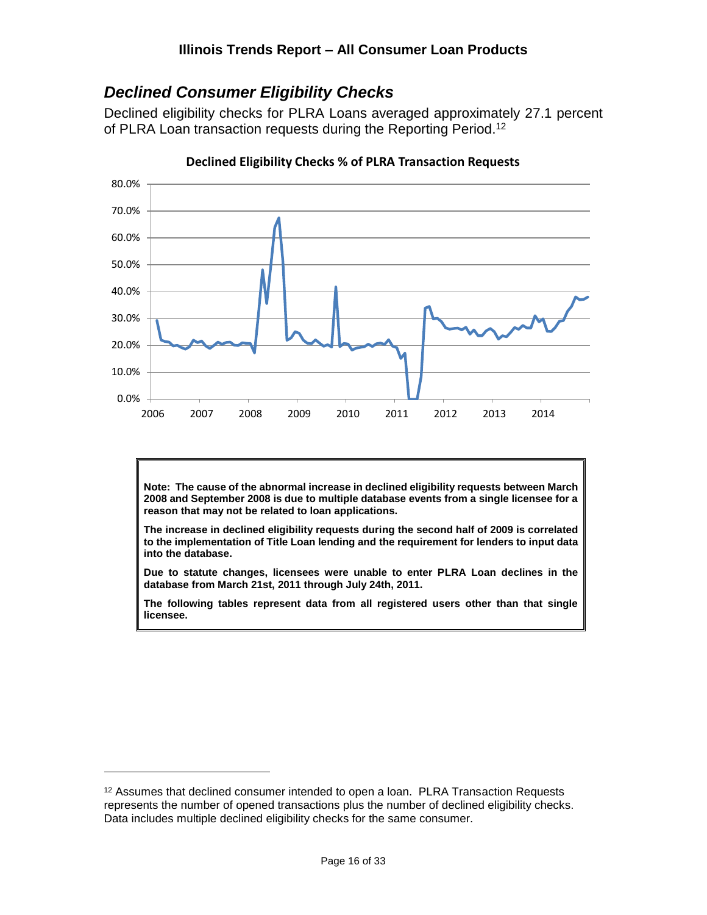## Declined Consumer Eligibility Checks

Declined eligibility checks for PLRA Loans averaged approximately 27.1 percent of PLRA Loan transaction requests during the Reporting Period.[12]

**Declined Eligibility Checks % of PLRA Transaction Requests**

**Note: The cause of the abnormal increase in declined eligibility requests between March 2008 and September 2008 is due to multiple database events from a single licensee for a reason that may not be related to loan applications.**

**The increase in declined eligibility requests during the second half of 2009 is correlated to the implementation of Title Loan lending and the requirement for lenders to input data into the database.**

**Due to statute changes, licensees were unable to enter PLRA Loan declines in the database from March 21st, 2011 through July 24th, 2011.**

**The following tables represent data from all registered users other than that single licensee.**

[12] Assumes that declined consumer intended to open a loan. PLRA Transaction Requests represents the number of opened transactions plus the number of declined eligibility checks. Data includes multiple declined eligibility checks for the same consumer.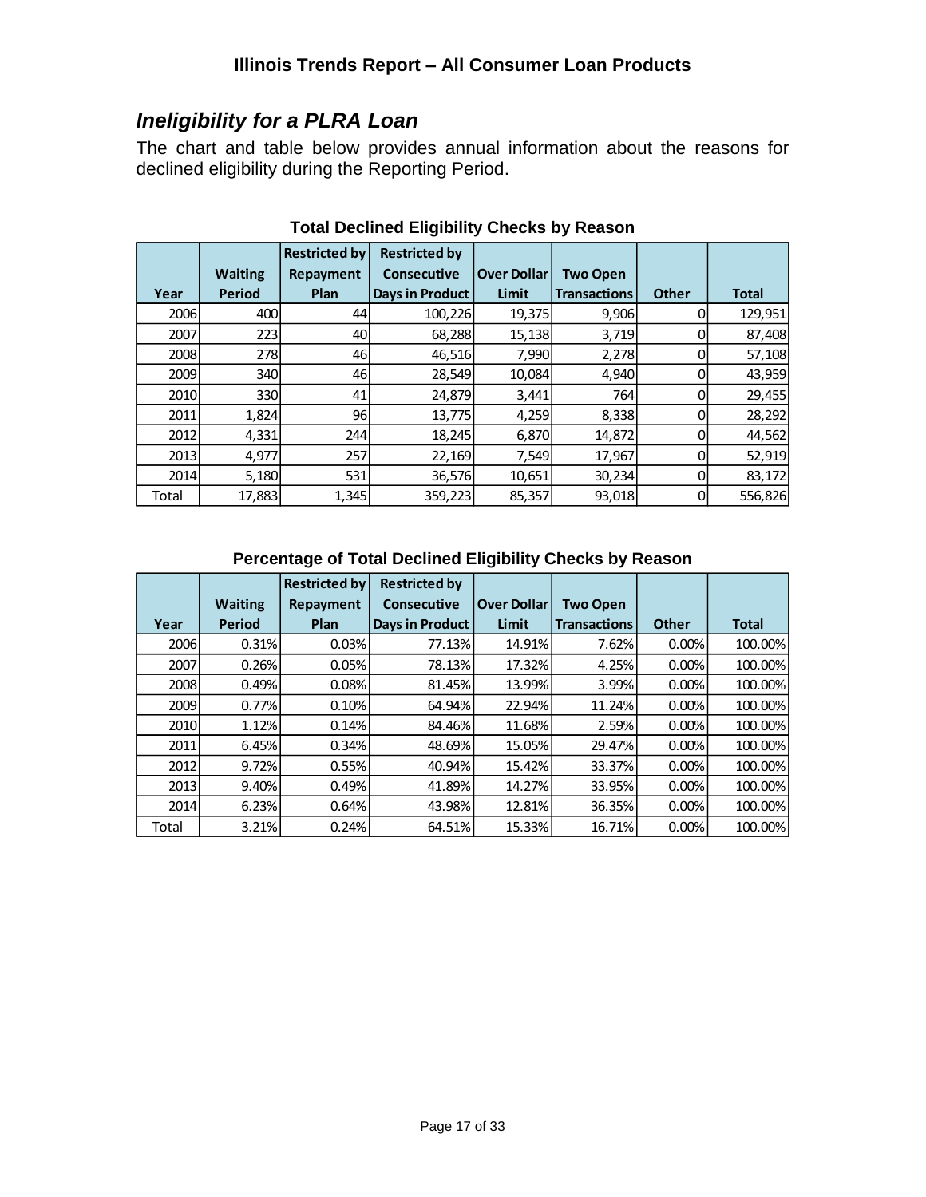## *Ineligibility for a PLRA Loan*

The chart and table below provides annual information about the reasons for declined eligibility during the Reporting Period.

**Total Declined Eligibility Checks by Reason**

| Year | Waiting Period | Restricted by Repayment Plan | Restricted by Consecutive Days in Product | Over Dollar Limit | Two Open Transactions | Other | Total |
|---|---|---|---|---|---|---|---|
| 2006 | 400 | 44 | 100,226 | 19,375 | 9,906 | 0 | 129,951 |
| 2007 | 223 | 40 | 68,288 | 15,138 | 3,719 | 0 | 87,408 |
| 2008 | 278 | 46 | 46,516 | 7,990 | 2,278 | 0 | 57,108 |
| 2009 | 340 | 46 | 28,549 | 10,084 | 4,940 | 0 | 43,959 |
| 2010 | 330 | 41 | 24,879 | 3,441 | 764 | 0 | 29,455 |
| 2011 | 1,824 | 96 | 13,775 | 4,259 | 8,338 | 0 | 28,292 |
| 2012 | 4,331 | 244 | 18,245 | 6,870 | 14,872 | 0 | 44,562 |
| 2013 | 4,977 | 257 | 22,169 | 7,549 | 17,967 | 0 | 52,919 |
| 2014 | 5,180 | 531 | 36,576 | 10,651 | 30,234 | 0 | 83,172 |
| Total | 17,883 | 1,345 | 359,223 | 85,357 | 93,018 | 0 | 556,826 |

**Percentage of Total Declined Eligibility Checks by Reason**

| Year | Waiting Period | Restricted by Repayment Plan | Restricted by Consecutive Days in Product | Over Dollar Limit | Two Open Transactions | Other | Total |
|---|---|---|---|---|---|---|---|
| 2006 | 0.31% | 0.03% | 77.13% | 14.91% | 7.62% | 0.00% | 100.00% |
| 2007 | 0.26% | 0.05% | 78.13% | 17.32% | 4.25% | 0.00% | 100.00% |
| 2008 | 0.49% | 0.08% | 81.45% | 13.99% | 3.99% | 0.00% | 100.00% |
| 2009 | 0.77% | 0.10% | 64.94% | 22.94% | 11.24% | 0.00% | 100.00% |
| 2010 | 1.12% | 0.14% | 84.46% | 11.68% | 2.59% | 0.00% | 100.00% |
| 2011 | 6.45% | 0.34% | 48.69% | 15.05% | 29.47% | 0.00% | 100.00% |
| 2012 | 9.72% | 0.55% | 40.94% | 15.42% | 33.37% | 0.00% | 100.00% |
| 2013 | 9.40% | 0.49% | 41.89% | 14.27% | 33.95% | 0.00% | 100.00% |
| 2014 | 6.23% | 0.64% | 43.98% | 12.81% | 36.35% | 0.00% | 100.00% |
| Total | 3.21% | 0.24% | 64.51% | 15.33% | 16.71% | 0.00% | 100.00% |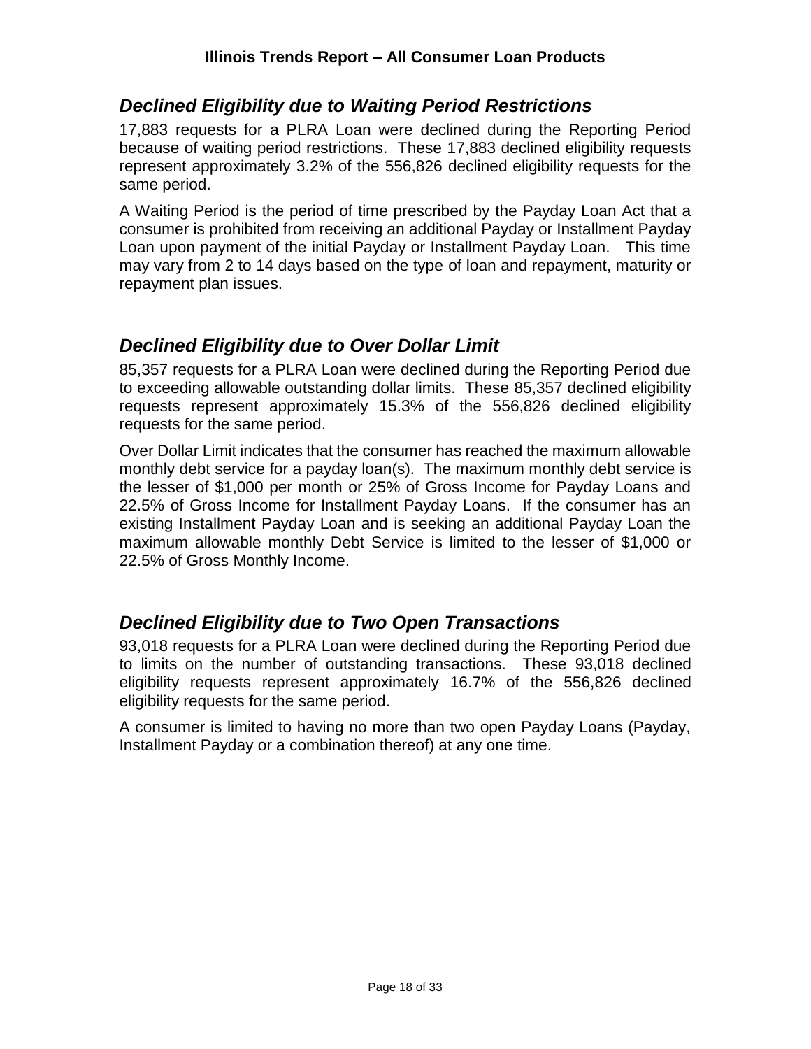## *Declined Eligibility due to Waiting Period Restrictions*

17,883 requests for a PLRA Loan were declined during the Reporting Period because of waiting period restrictions. These 17,883 declined eligibility requests represent approximately 3.2% of the 556,826 declined eligibility requests for the same period.

A Waiting Period is the period of time prescribed by the Payday Loan Act that a consumer is prohibited from receiving an additional Payday or Installment Payday Loan upon payment of the initial Payday or Installment Payday Loan. This time may vary from 2 to 14 days based on the type of loan and repayment, maturity or repayment plan issues.

## *Declined Eligibility due to Over Dollar Limit*

85,357 requests for a PLRA Loan were declined during the Reporting Period due to exceeding allowable outstanding dollar limits. These 85,357 declined eligibility requests represent approximately 15.3% of the 556,826 declined eligibility requests for the same period.

Over Dollar Limit indicates that the consumer has reached the maximum allowable monthly debt service for a payday loan(s). The maximum monthly debt service is the lesser of $1,000 per month or 25% of Gross Income for Payday Loans and 22.5% of Gross Income for Installment Payday Loans. If the consumer has an existing Installment Payday Loan and is seeking an additional Payday Loan the maximum allowable monthly Debt Service is limited to the lesser of $1,000 or 22.5% of Gross Monthly Income.

## *Declined Eligibility due to Two Open Transactions*

93,018 requests for a PLRA Loan were declined during the Reporting Period due to limits on the number of outstanding transactions. These 93,018 declined eligibility requests represent approximately 16.7% of the 556,826 declined eligibility requests for the same period.

A consumer is limited to having no more than two open Payday Loans (Payday, Installment Payday or a combination thereof) at any one time.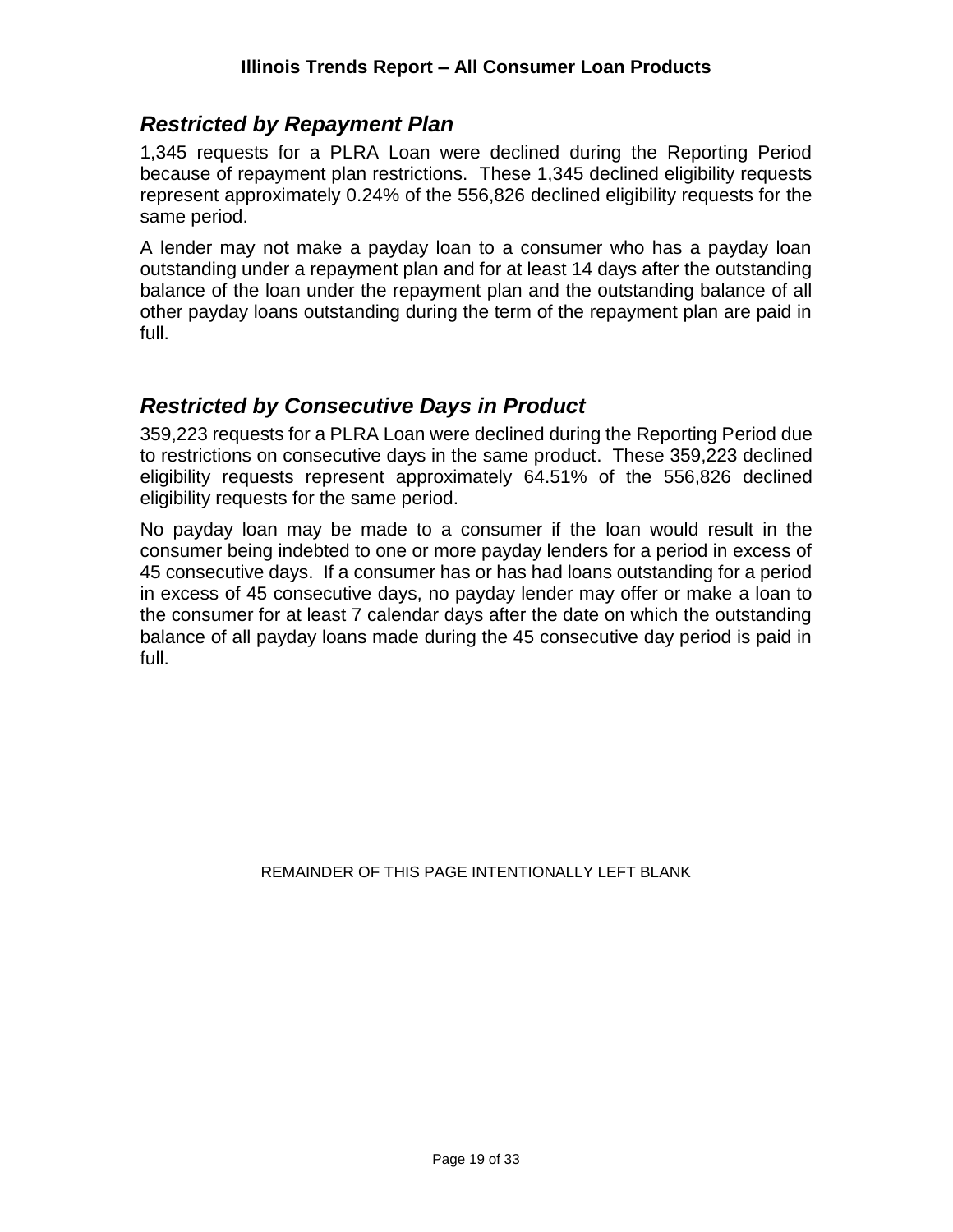## *Restricted by Repayment Plan*

1,345 requests for a PLRA Loan were declined during the Reporting Period because of repayment plan restrictions. These 1,345 declined eligibility requests represent approximately 0.24% of the 556,826 declined eligibility requests for the same period.

A lender may not make a payday loan to a consumer who has a payday loan outstanding under a repayment plan and for at least 14 days after the outstanding balance of the loan under the repayment plan and the outstanding balance of all other payday loans outstanding during the term of the repayment plan are paid in full.

## *Restricted by Consecutive Days in Product*

359,223 requests for a PLRA Loan were declined during the Reporting Period due to restrictions on consecutive days in the same product. These 359,223 declined eligibility requests represent approximately 64.51% of the 556,826 declined eligibility requests for the same period.

No payday loan may be made to a consumer if the loan would result in the consumer being indebted to one or more payday lenders for a period in excess of 45 consecutive days. If a consumer has or has had loans outstanding for a period in excess of 45 consecutive days, no payday lender may offer or make a loan to the consumer for at least 7 calendar days after the date on which the outstanding balance of all payday loans made during the 45 consecutive day period is paid in full.

REMAINDER OF THIS PAGE INTENTIONALLY LEFT BLANK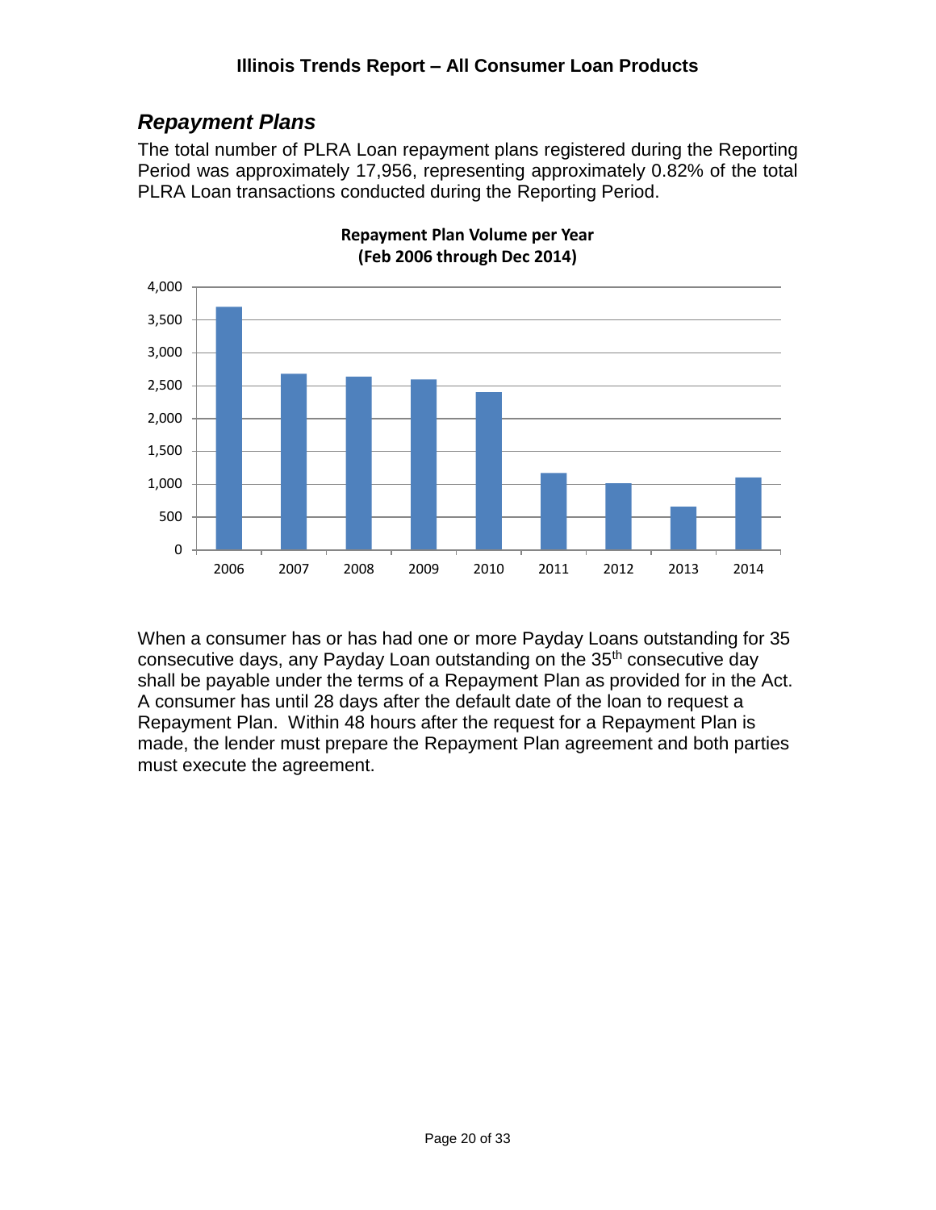## *Repayment Plans*

The total number of PLRA Loan repayment plans registered during the Reporting Period was approximately 17,956, representing approximately 0.82% of the total PLRA Loan transactions conducted during the Reporting Period.

**Repayment Plan Volume per Year**
**(Feb 2006 through Dec 2014)**

When a consumer has or has had one or more Payday Loans outstanding for 35 consecutive days, any Payday Loan outstanding on the $35^{th}$ consecutive day shall be payable under the terms of a Repayment Plan as provided for in the Act. A consumer has until 28 days after the default date of the loan to request a Repayment Plan. Within 48 hours after the request for a Repayment Plan is made, the lender must prepare the Repayment Plan agreement and both parties must execute the agreement.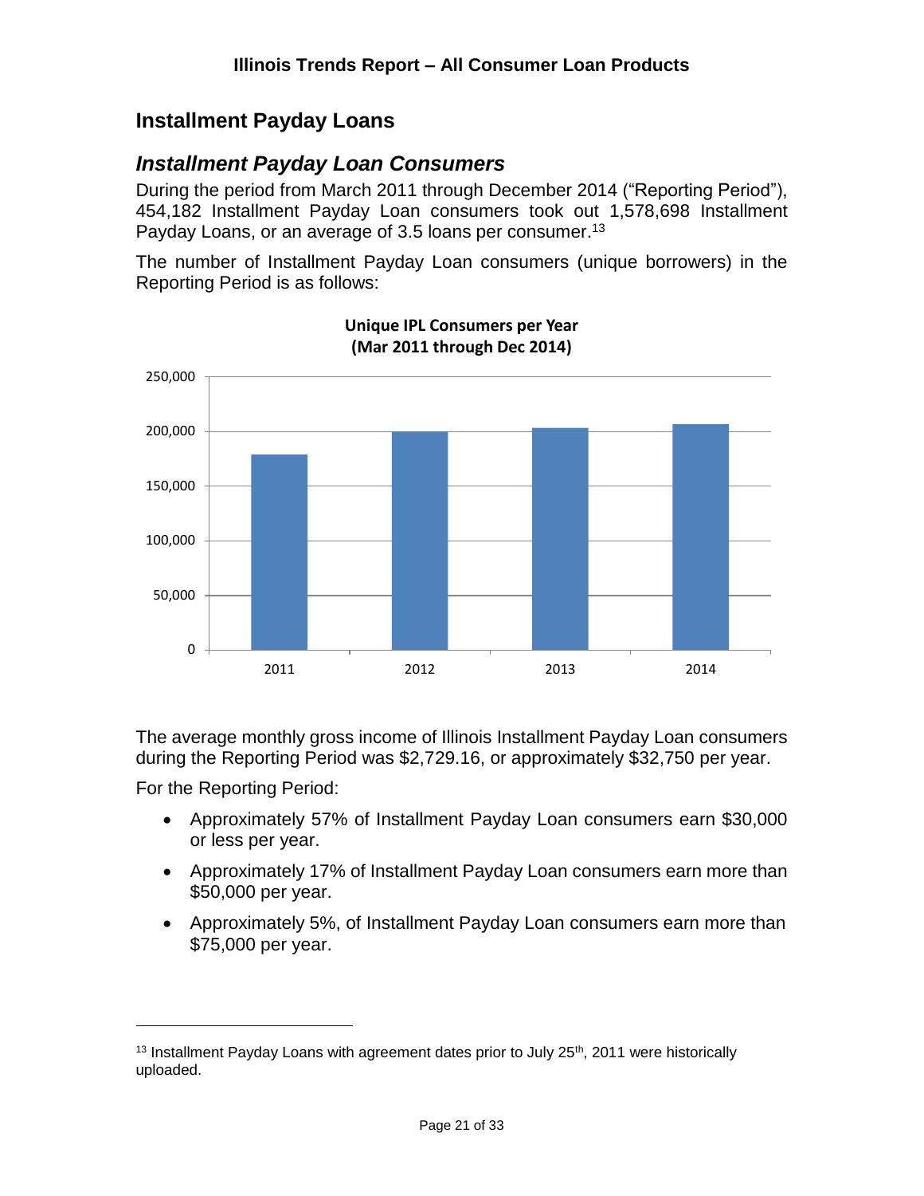## Installment Payday Loans

### *Installment Payday Loan Consumers*

During the period from March 2011 through December 2014 ("Reporting Period"), 454,182 Installment Payday Loan consumers took out 1,578,698 Installment Payday Loans, or an average of 3.5 loans per consumer.[13]

The number of Installment Payday Loan consumers (unique borrowers) in the Reporting Period is as follows:

**Unique IPL Consumers per Year (Mar 2011 through Dec 2014)**

The average monthly gross income of Illinois Installment Payday Loan consumers during the Reporting Period was $2,729.16, or approximately $32,750 per year.

For the Reporting Period:

- Approximately 57% of Installment Payday Loan consumers earn $30,000 or less per year.
- Approximately 17% of Installment Payday Loan consumers earn more than $50,000 per year.
- Approximately 5%, of Installment Payday Loan consumers earn more than $75,000 per year.

---

[13] Installment Payday Loans with agreement dates prior to July 25th, 2011 were historically uploaded.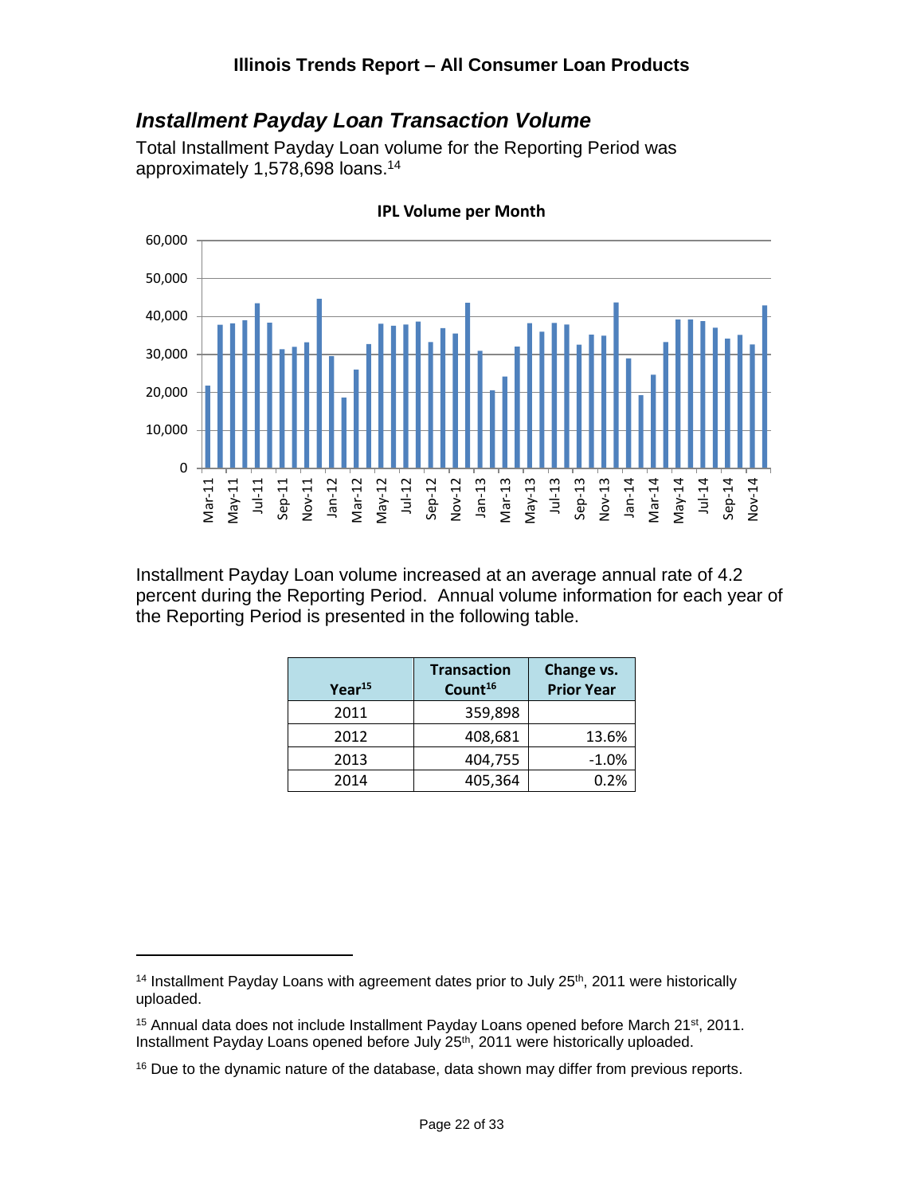## *Installment Payday Loan Transaction Volume*

Total Installment Payday Loan volume for the Reporting Period was approximately 1,578,698 loans.[14]

**IPL Volume per Month**

Installment Payday Loan volume increased at an average annual rate of 4.2 percent during the Reporting Period. Annual volume information for each year of the Reporting Period is presented in the following table.

| Year[15] | Transaction Count[16] | Change vs. Prior Year |
|---|---|---|
| 2011 | 359,898 | |
| 2012 | 408,681 | 13.6% |
| 2013 | 404,755 | -1.0% |
| 2014 | 405,364 | 0.2% |

---

[14] Installment Payday Loans with agreement dates prior to July 25th, 2011 were historically uploaded.

[15] Annual data does not include Installment Payday Loans opened before March 21st, 2011. Installment Payday Loans opened before July 25th, 2011 were historically uploaded.

[16] Due to the dynamic nature of the database, data shown may differ from previous reports.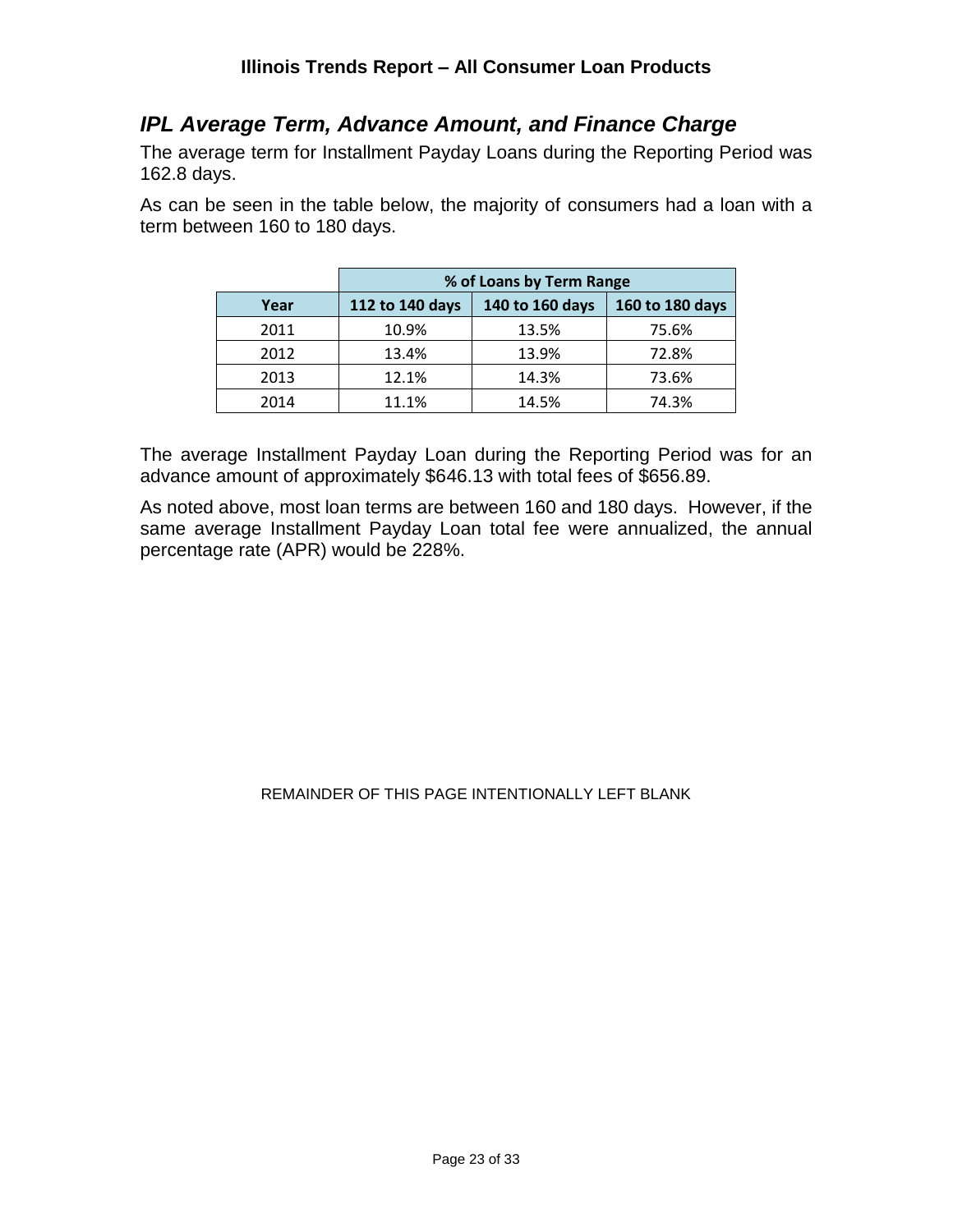## *IPL Average Term, Advance Amount, and Finance Charge*

The average term for Installment Payday Loans during the Reporting Period was 162.8 days.

As can be seen in the table below, the majority of consumers had a loan with a term between 160 to 180 days.

| | % of Loans by Term Range | | |
|---|---|---|---|
| **Year** | **112 to 140 days** | **140 to 160 days** | **160 to 180 days** |
| 2011 | 10.9% | 13.5% | 75.6% |
| 2012 | 13.4% | 13.9% | 72.8% |
| 2013 | 12.1% | 14.3% | 73.6% |
| 2014 | 11.1% | 14.5% | 74.3% |

The average Installment Payday Loan during the Reporting Period was for an advance amount of approximately $646.13 with total fees of $656.89.

As noted above, most loan terms are between 160 and 180 days. However, if the same average Installment Payday Loan total fee were annualized, the annual percentage rate (APR) would be 228%.

REMAINDER OF THIS PAGE INTENTIONALLY LEFT BLANK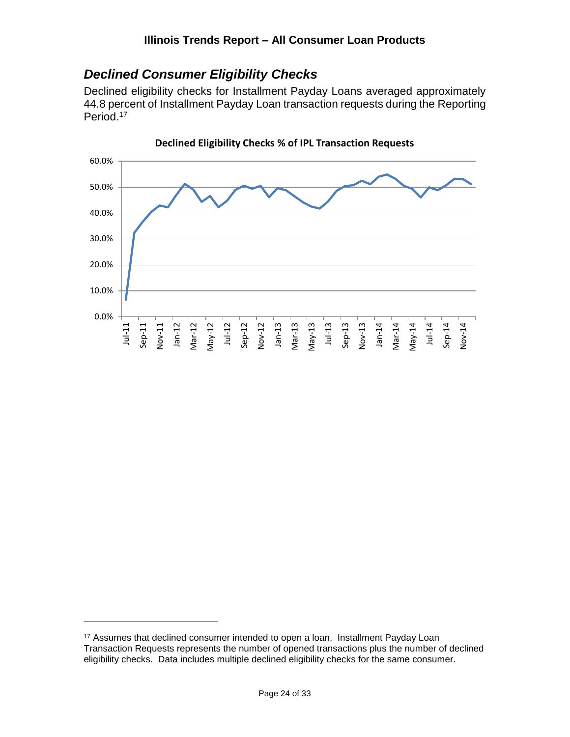## *Declined Consumer Eligibility Checks*

Declined eligibility checks for Installment Payday Loans averaged approximately 44.8 percent of Installment Payday Loan transaction requests during the Reporting Period.[17]

**Declined Eligibility Checks % of IPL Transaction Requests**

---

[17] Assumes that declined consumer intended to open a loan. Installment Payday Loan Transaction Requests represents the number of opened transactions plus the number of declined eligibility checks. Data includes multiple declined eligibility checks for the same consumer.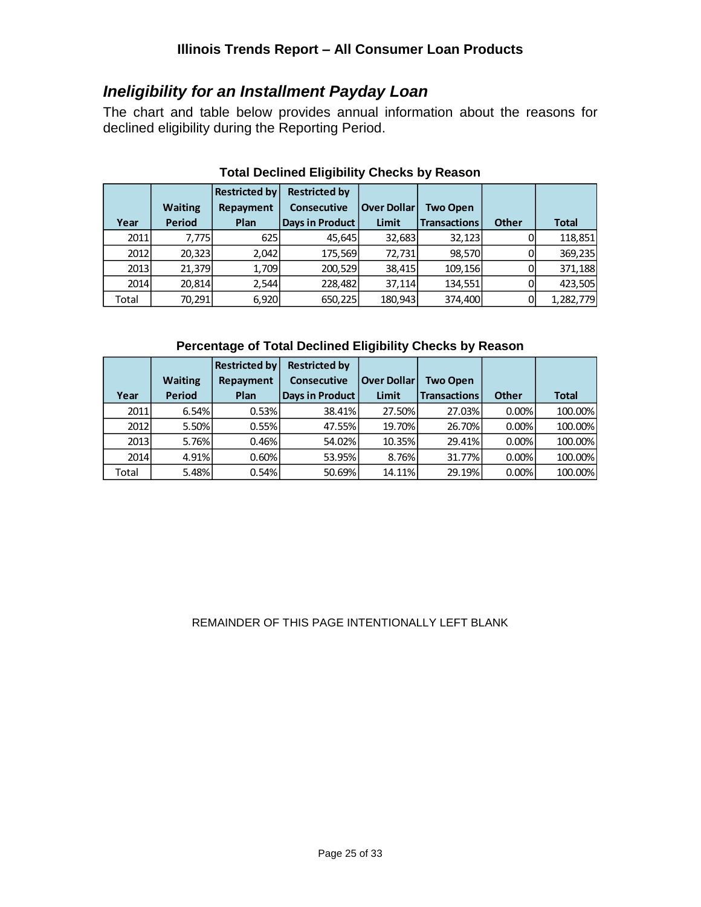## *Ineligibility for an Installment Payday Loan*

The chart and table below provides annual information about the reasons for declined eligibility during the Reporting Period.

**Total Declined Eligibility Checks by Reason**

| Year | Waiting Period | Restricted by Repayment Plan | Restricted by Consecutive Days in Product | Over Dollar Limit | Two Open Transactions | Other | Total |
|---|---|---|---|---|---|---|---|
| 2011 | 7,775 | 625 | 45,645 | 32,683 | 32,123 | 0 | 118,851 |
| 2012 | 20,323 | 2,042 | 175,569 | 72,731 | 98,570 | 0 | 369,235 |
| 2013 | 21,379 | 1,709 | 200,529 | 38,415 | 109,156 | 0 | 371,188 |
| 2014 | 20,814 | 2,544 | 228,482 | 37,114 | 134,551 | 0 | 423,505 |
| Total | 70,291 | 6,920 | 650,225 | 180,943 | 374,400 | 0 | 1,282,779 |

**Percentage of Total Declined Eligibility Checks by Reason**

| Year | Waiting Period | Restricted by Repayment Plan | Restricted by Consecutive Days in Product | Over Dollar Limit | Two Open Transactions | Other | Total |
|---|---|---|---|---|---|---|---|
| 2011 | 6.54% | 0.53% | 38.41% | 27.50% | 27.03% | 0.00% | 100.00% |
| 2012 | 5.50% | 0.55% | 47.55% | 19.70% | 26.70% | 0.00% | 100.00% |
| 2013 | 5.76% | 0.46% | 54.02% | 10.35% | 29.41% | 0.00% | 100.00% |
| 2014 | 4.91% | 0.60% | 53.95% | 8.76% | 31.77% | 0.00% | 100.00% |
| Total | 5.48% | 0.54% | 50.69% | 14.11% | 29.19% | 0.00% | 100.00% |

REMAINDER OF THIS PAGE INTENTIONALLY LEFT BLANK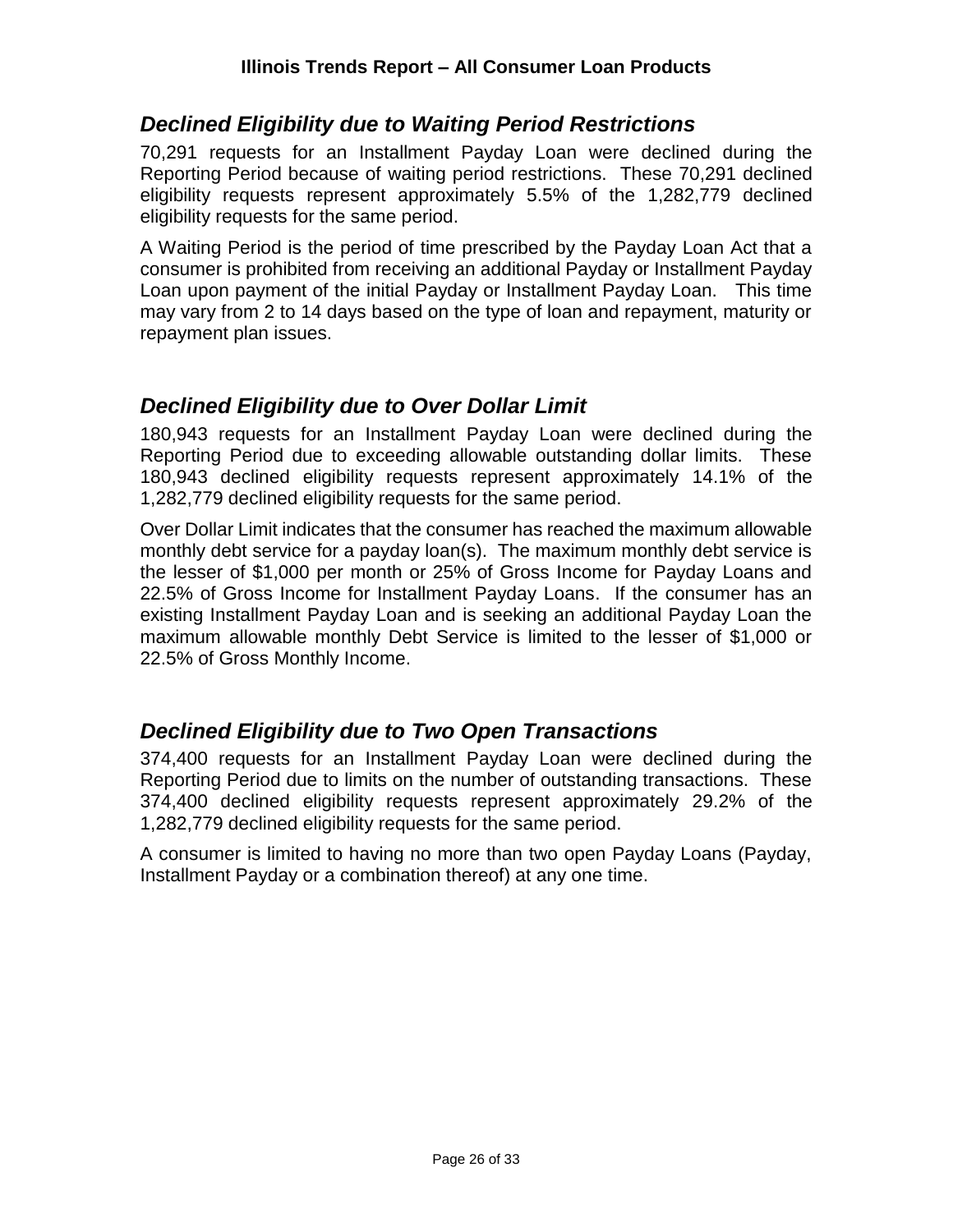## *Declined Eligibility due to Waiting Period Restrictions*

70,291 requests for an Installment Payday Loan were declined during the Reporting Period because of waiting period restrictions. These 70,291 declined eligibility requests represent approximately 5.5% of the 1,282,779 declined eligibility requests for the same period.

A Waiting Period is the period of time prescribed by the Payday Loan Act that a consumer is prohibited from receiving an additional Payday or Installment Payday Loan upon payment of the initial Payday or Installment Payday Loan. This time may vary from 2 to 14 days based on the type of loan and repayment, maturity or repayment plan issues.

## *Declined Eligibility due to Over Dollar Limit*

180,943 requests for an Installment Payday Loan were declined during the Reporting Period due to exceeding allowable outstanding dollar limits. These 180,943 declined eligibility requests represent approximately 14.1% of the 1,282,779 declined eligibility requests for the same period.

Over Dollar Limit indicates that the consumer has reached the maximum allowable monthly debt service for a payday loan(s). The maximum monthly debt service is the lesser of $1,000 per month or 25% of Gross Income for Payday Loans and 22.5% of Gross Income for Installment Payday Loans. If the consumer has an existing Installment Payday Loan and is seeking an additional Payday Loan the maximum allowable monthly Debt Service is limited to the lesser of $1,000 or 22.5% of Gross Monthly Income.

## *Declined Eligibility due to Two Open Transactions*

374,400 requests for an Installment Payday Loan were declined during the Reporting Period due to limits on the number of outstanding transactions. These 374,400 declined eligibility requests represent approximately 29.2% of the 1,282,779 declined eligibility requests for the same period.

A consumer is limited to having no more than two open Payday Loans (Payday, Installment Payday or a combination thereof) at any one time.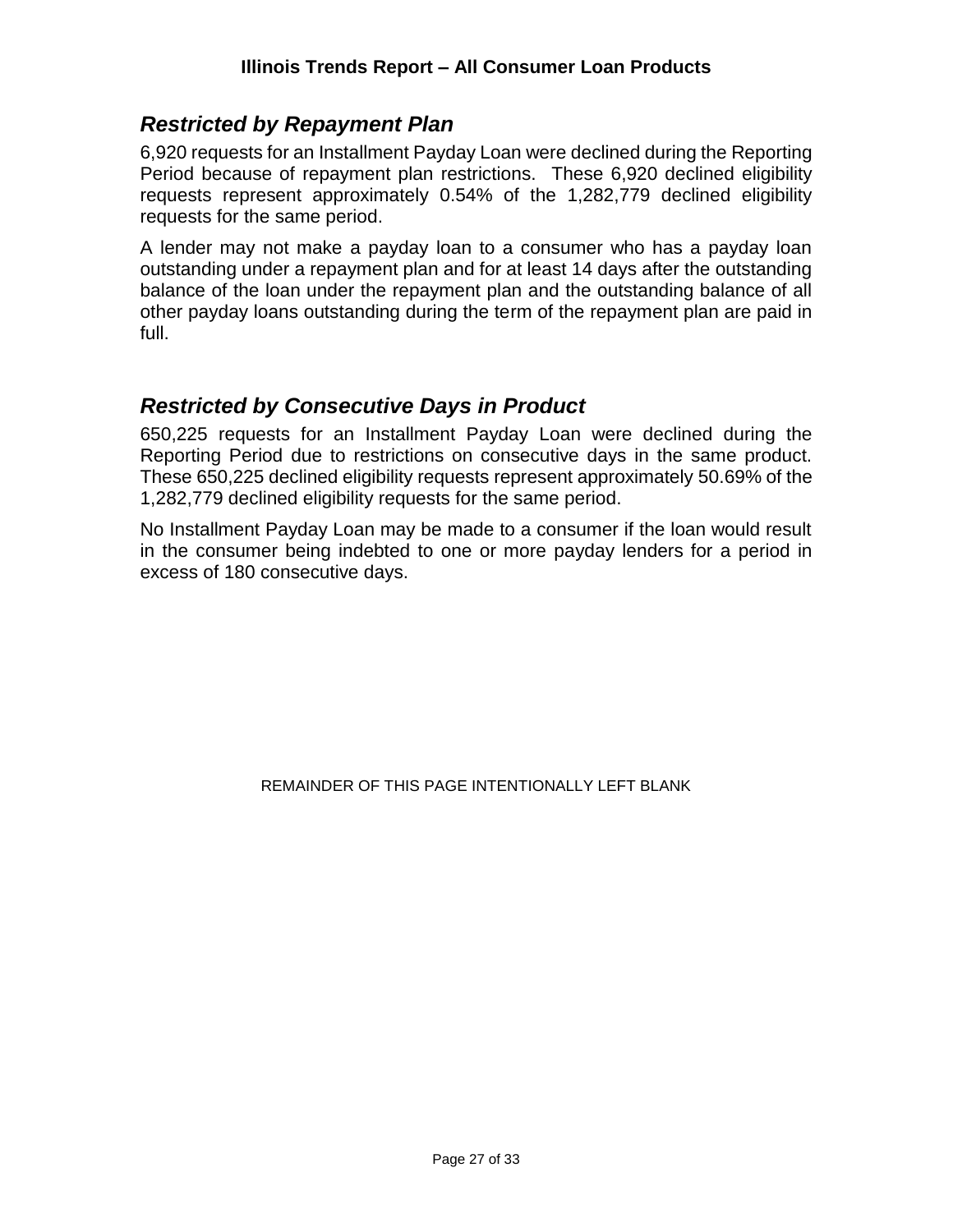## *Restricted by Repayment Plan*

6,920 requests for an Installment Payday Loan were declined during the Reporting Period because of repayment plan restrictions. These 6,920 declined eligibility requests represent approximately 0.54% of the 1,282,779 declined eligibility requests for the same period.

A lender may not make a payday loan to a consumer who has a payday loan outstanding under a repayment plan and for at least 14 days after the outstanding balance of the loan under the repayment plan and the outstanding balance of all other payday loans outstanding during the term of the repayment plan are paid in full.

## *Restricted by Consecutive Days in Product*

650,225 requests for an Installment Payday Loan were declined during the Reporting Period due to restrictions on consecutive days in the same product. These 650,225 declined eligibility requests represent approximately 50.69% of the 1,282,779 declined eligibility requests for the same period.

No Installment Payday Loan may be made to a consumer if the loan would result in the consumer being indebted to one or more payday lenders for a period in excess of 180 consecutive days.

REMAINDER OF THIS PAGE INTENTIONALLY LEFT BLANK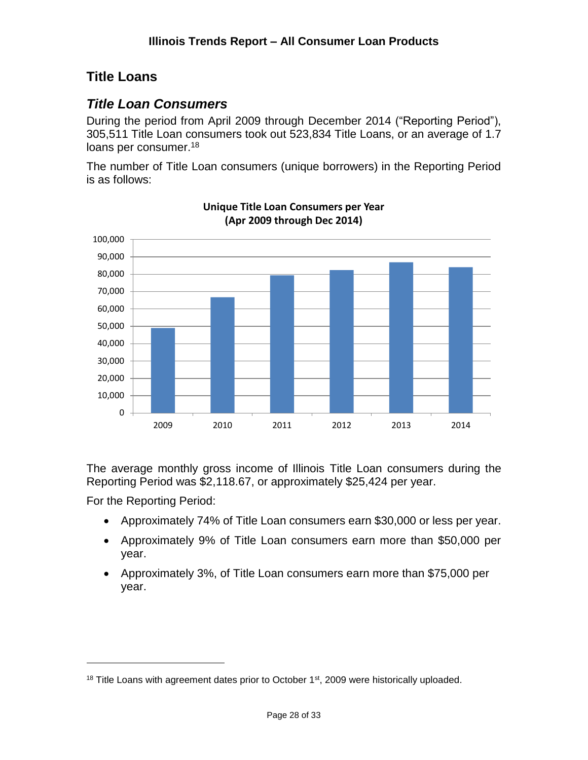# Title Loans

## *Title Loan Consumers*

During the period from April 2009 through December 2014 ("Reporting Period"), 305,511 Title Loan consumers took out 523,834 Title Loans, or an average of 1.7 loans per consumer.[18]

The number of Title Loan consumers (unique borrowers) in the Reporting Period is as follows:

**Unique Title Loan Consumers per Year (Apr 2009 through Dec 2014)**

The average monthly gross income of Illinois Title Loan consumers during the Reporting Period was $2,118.67, or approximately $25,424 per year.

For the Reporting Period:

- Approximately 74% of Title Loan consumers earn $30,000 or less per year.
- Approximately 9% of Title Loan consumers earn more than $50,000 per year.
- Approximately 3%, of Title Loan consumers earn more than $75,000 per year.

---

[18] Title Loans with agreement dates prior to October 1st, 2009 were historically uploaded.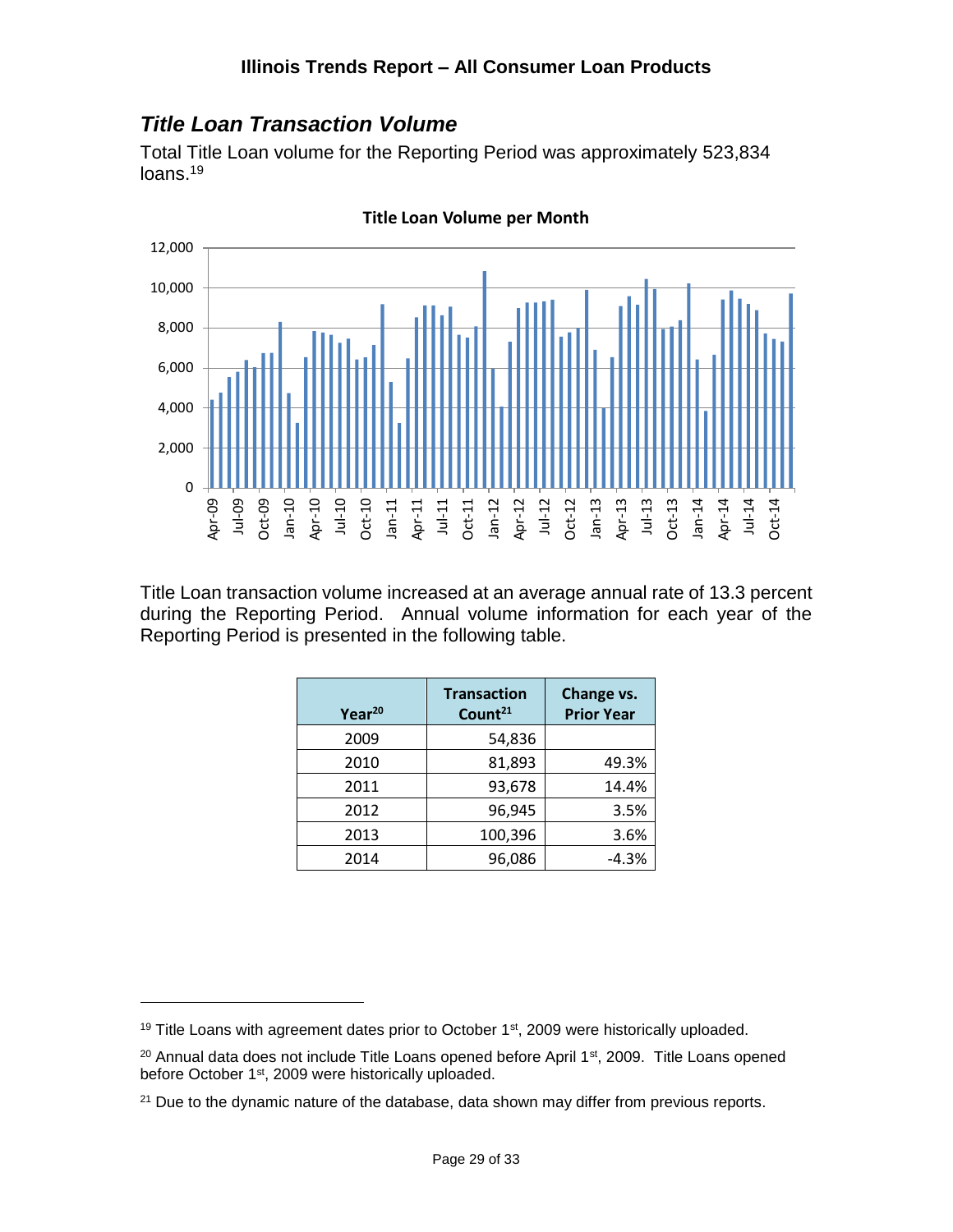## *Title Loan Transaction Volume*

Total Title Loan volume for the Reporting Period was approximately 523,834 loans.[19]

**Title Loan Volume per Month**

Title Loan transaction volume increased at an average annual rate of 13.3 percent during the Reporting Period. Annual volume information for each year of the Reporting Period is presented in the following table.

| Year[20] | Transaction Count[21] | Change vs. Prior Year |
|---|---|---|
| 2009 | 54,836 | |
| 2010 | 81,893 | 49.3% |
| 2011 | 93,678 | 14.4% |
| 2012 | 96,945 | 3.5% |
| 2013 | 100,396 | 3.6% |
| 2014 | 96,086 | -4.3% |

[19] Title Loans with agreement dates prior to October 1st, 2009 were historically uploaded.

[20] Annual data does not include Title Loans opened before April 1st, 2009. Title Loans opened before October 1st, 2009 were historically uploaded.

[21] Due to the dynamic nature of the database, data shown may differ from previous reports.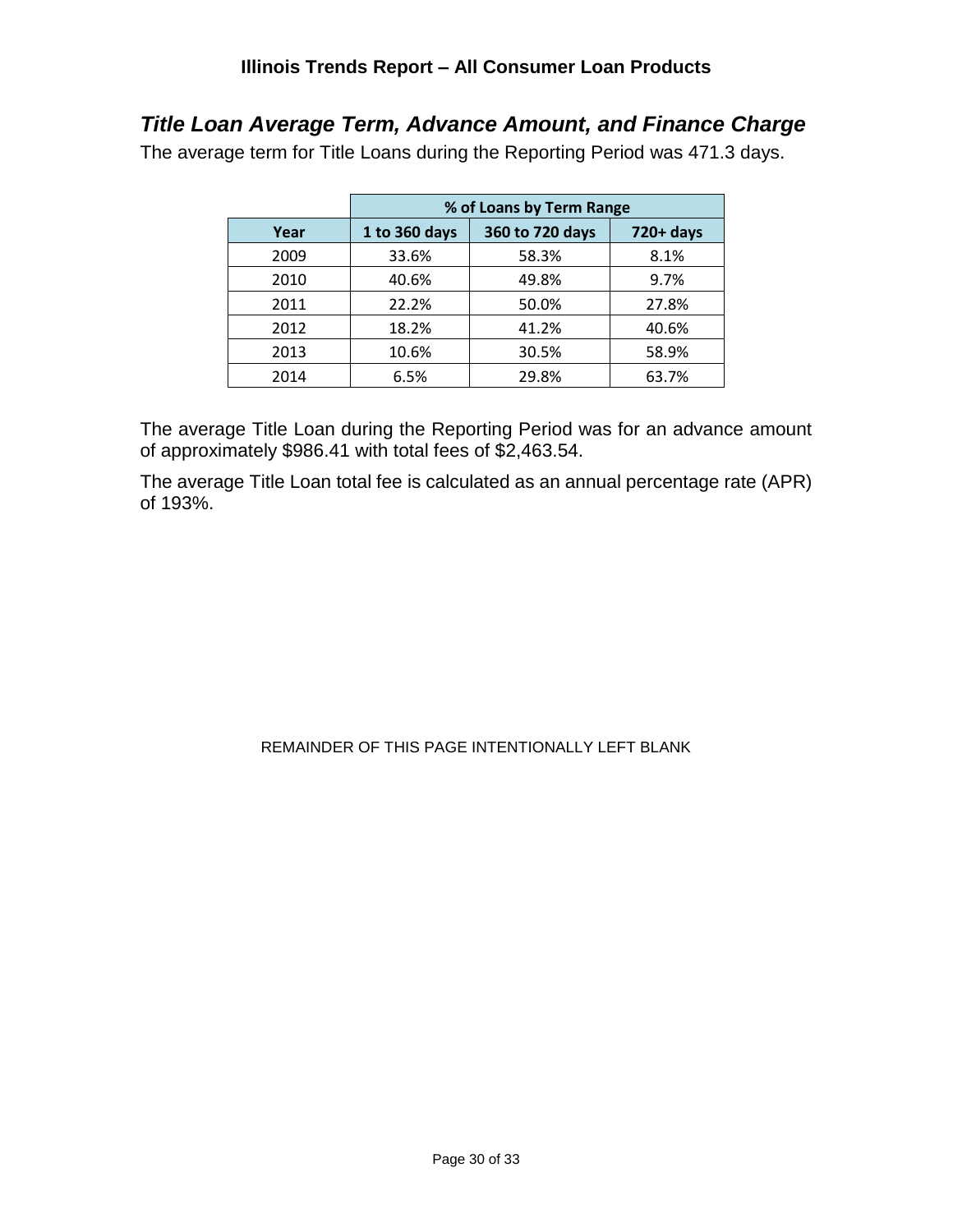## *Title Loan Average Term, Advance Amount, and Finance Charge*

The average term for Title Loans during the Reporting Period was 471.3 days.

| | % of Loans by Term Range | | |
|---|---|---|---|
| **Year** | **1 to 360 days** | **360 to 720 days** | **720+ days** |
| 2009 | 33.6% | 58.3% | 8.1% |
| 2010 | 40.6% | 49.8% | 9.7% |
| 2011 | 22.2% | 50.0% | 27.8% |
| 2012 | 18.2% | 41.2% | 40.6% |
| 2013 | 10.6% | 30.5% | 58.9% |
| 2014 | 6.5% | 29.8% | 63.7% |

The average Title Loan during the Reporting Period was for an advance amount of approximately $986.41 with total fees of $2,463.54.

The average Title Loan total fee is calculated as an annual percentage rate (APR) of 193%.

REMAINDER OF THIS PAGE INTENTIONALLY LEFT BLANK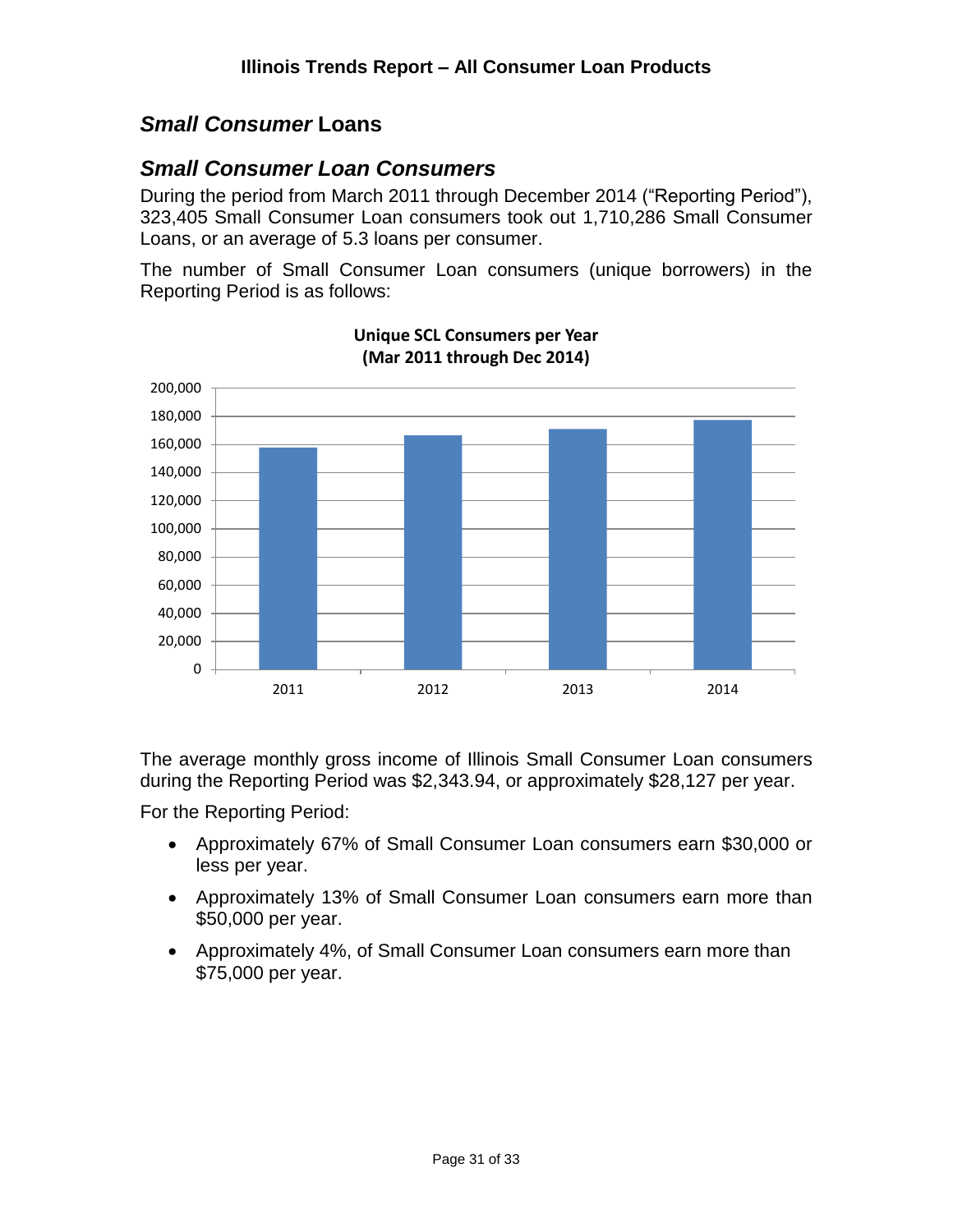## *Small Consumer* Loans

### *Small Consumer Loan Consumers*

During the period from March 2011 through December 2014 ("Reporting Period"), 323,405 Small Consumer Loan consumers took out 1,710,286 Small Consumer Loans, or an average of 5.3 loans per consumer.

The number of Small Consumer Loan consumers (unique borrowers) in the Reporting Period is as follows:

**Unique SCL Consumers per Year (Mar 2011 through Dec 2014)**

The average monthly gross income of Illinois Small Consumer Loan consumers during the Reporting Period was $2,343.94, or approximately $28,127 per year.

For the Reporting Period:

- Approximately 67% of Small Consumer Loan consumers earn $30,000 or less per year.
- Approximately 13% of Small Consumer Loan consumers earn more than $50,000 per year.
- Approximately 4%, of Small Consumer Loan consumers earn more than $75,000 per year.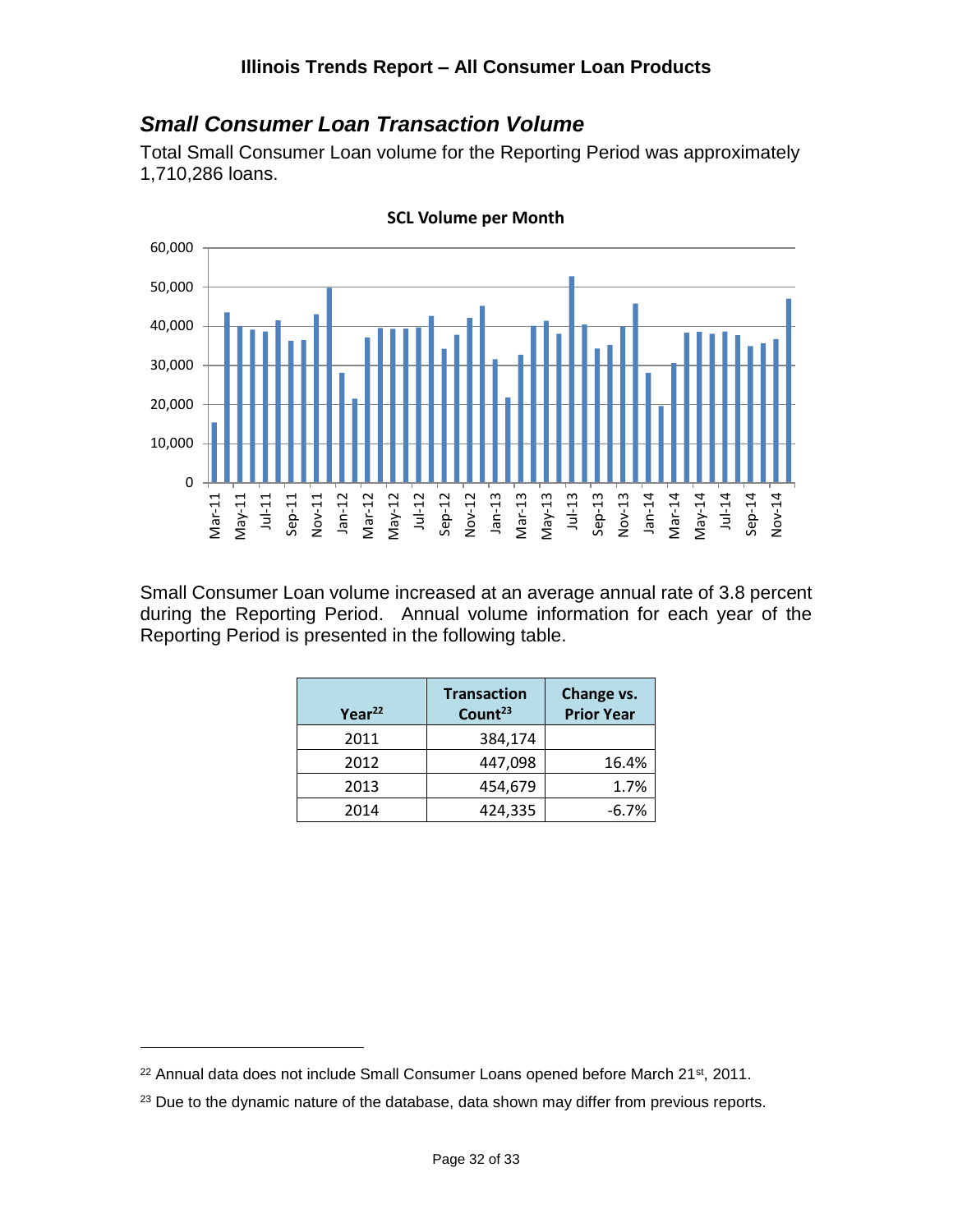## *Small Consumer Loan Transaction Volume*

Total Small Consumer Loan volume for the Reporting Period was approximately 1,710,286 loans.

**SCL Volume per Month**

Small Consumer Loan volume increased at an average annual rate of 3.8 percent during the Reporting Period. Annual volume information for each year of the Reporting Period is presented in the following table.

| Year[22] | Transaction Count[23] | Change vs. Prior Year |
|---|---|---|
| 2011 | 384,174 | |
| 2012 | 447,098 | 16.4% |
| 2013 | 454,679 | 1.7% |
| 2014 | 424,335 | -6.7% |

[22] Annual data does not include Small Consumer Loans opened before March 21st, 2011.

[23] Due to the dynamic nature of the database, data shown may differ from previous reports.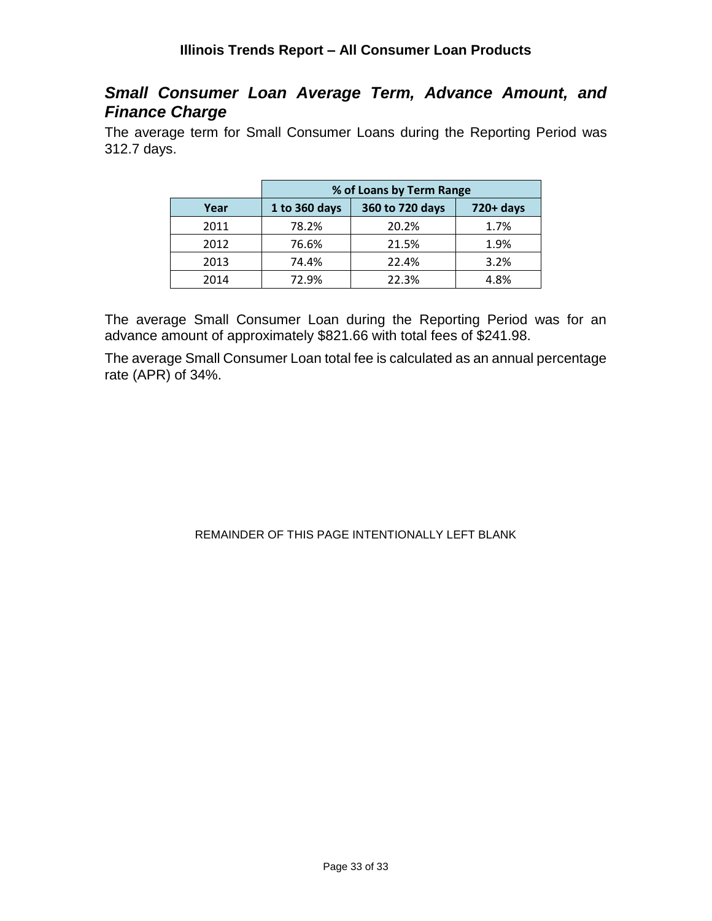## *Small Consumer Loan Average Term, Advance Amount, and Finance Charge*

The average term for Small Consumer Loans during the Reporting Period was 312.7 days.

| | % of Loans by Term Range | | |
|---|---|---|---|
| Year | 1 to 360 days | 360 to 720 days | 720+ days |
| 2011 | 78.2% | 20.2% | 1.7% |
| 2012 | 76.6% | 21.5% | 1.9% |
| 2013 | 74.4% | 22.4% | 3.2% |
| 2014 | 72.9% | 22.3% | 4.8% |

The average Small Consumer Loan during the Reporting Period was for an advance amount of approximately $821.66 with total fees of $241.98.

The average Small Consumer Loan total fee is calculated as an annual percentage rate (APR) of 34%.

REMAINDER OF THIS PAGE INTENTIONALLY LEFT BLANK